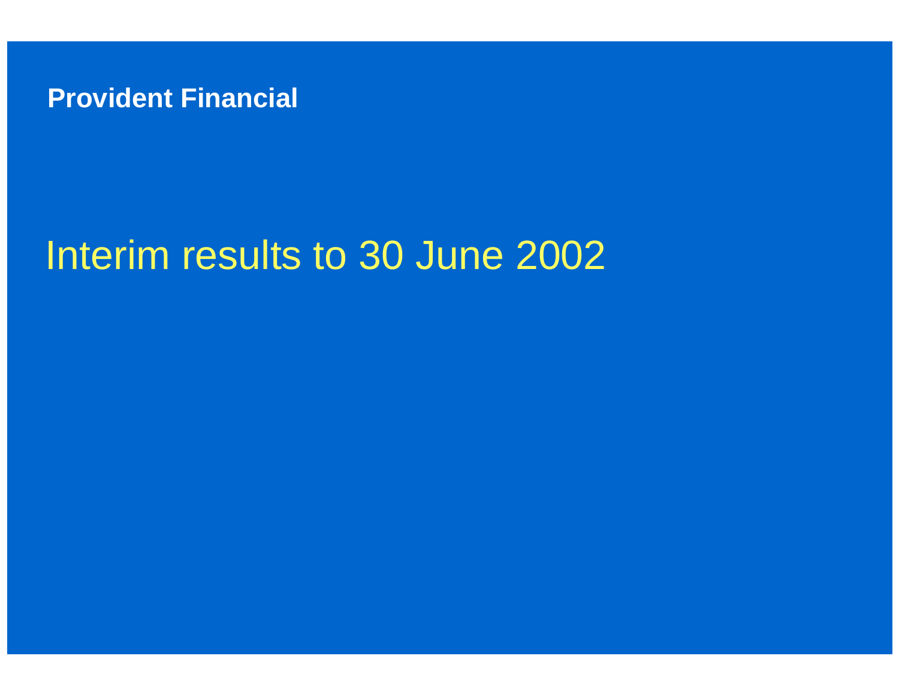**Provident Financial**

# Interim results to 30 June 2002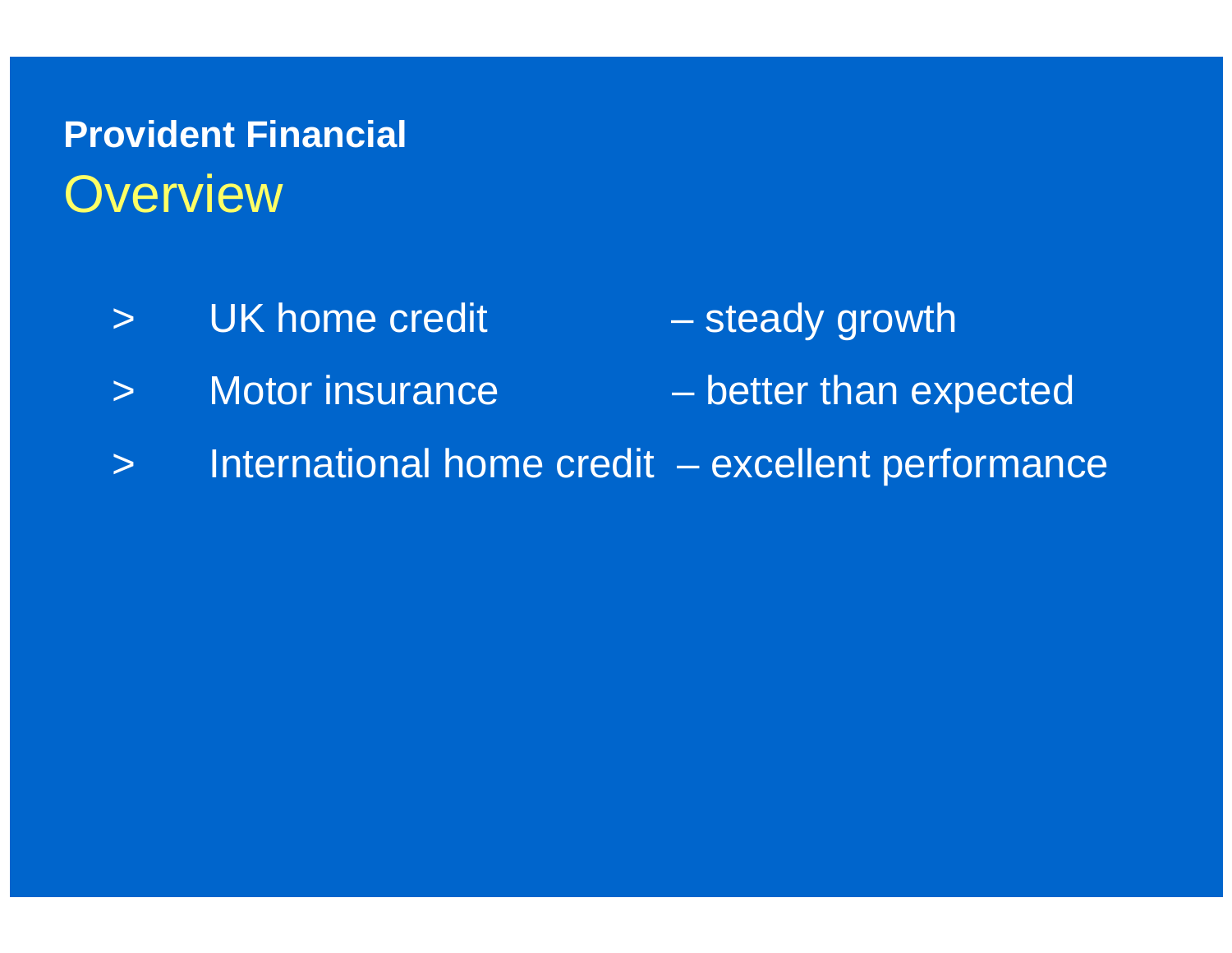**Provident Financial**

## Overview

- UK home credit – steady growth
- Motor insurance – better than expected
- International home credit – excellent performance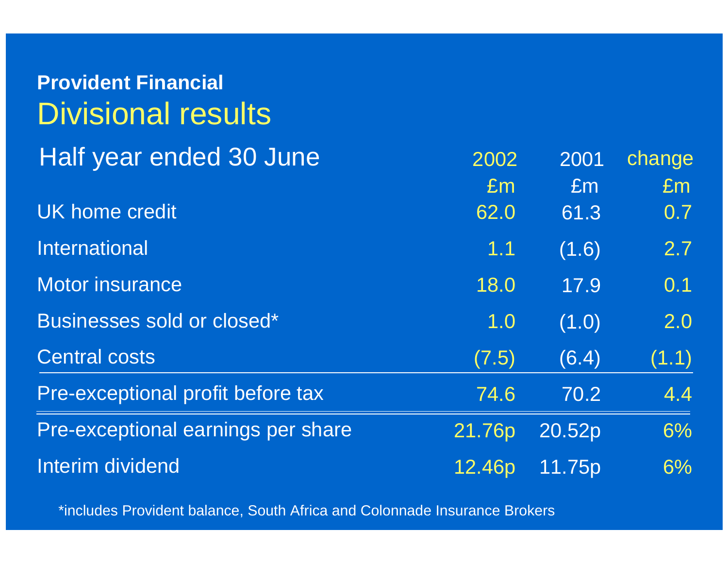**Provident Financial**

# Divisional results

| Half year ended 30 June | 2002<br>£m | 2001<br>£m | change<br>£m |
|---|---|---|---|
| UK home credit | 62.0 | 61.3 | 0.7 |
| International | 1.1 | (1.6) | 2.7 |
| Motor insurance | 18.0 | 17.9 | 0.1 |
| Businesses sold or closed* | 1.0 | (1.0) | 2.0 |
| Central costs | (7.5) | (6.4) | (1.1) |
| Pre-exceptional profit before tax | 74.6 | 70.2 | 4.4 |
| Pre-exceptional earnings per share | 21.76p | 20.52p | 6% |
| Interim dividend | 12.46p | 11.75p | 6% |

*includes Provident balance, South Africa and Colonnade Insurance Brokers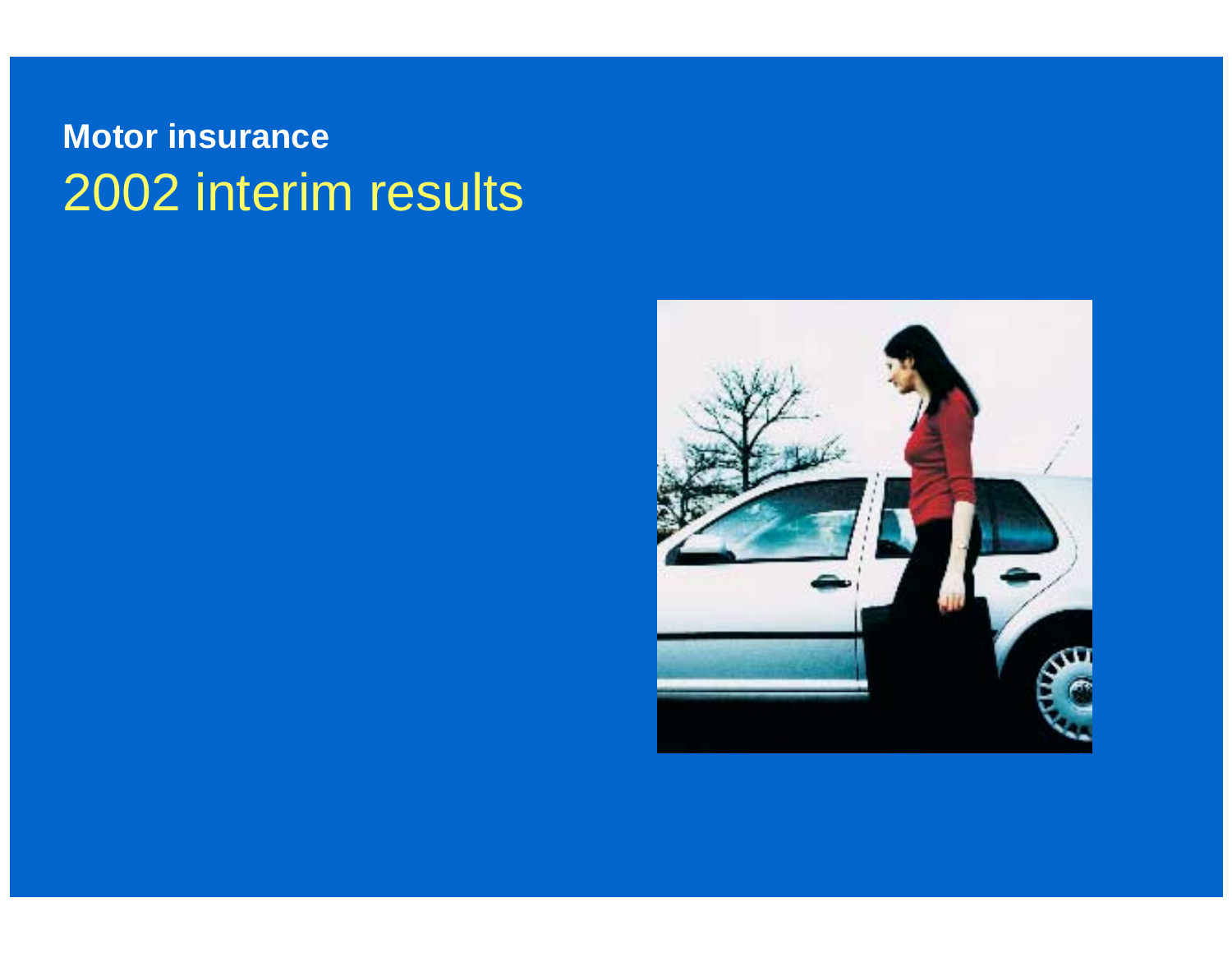**Motor insurance**

# 2002 interim results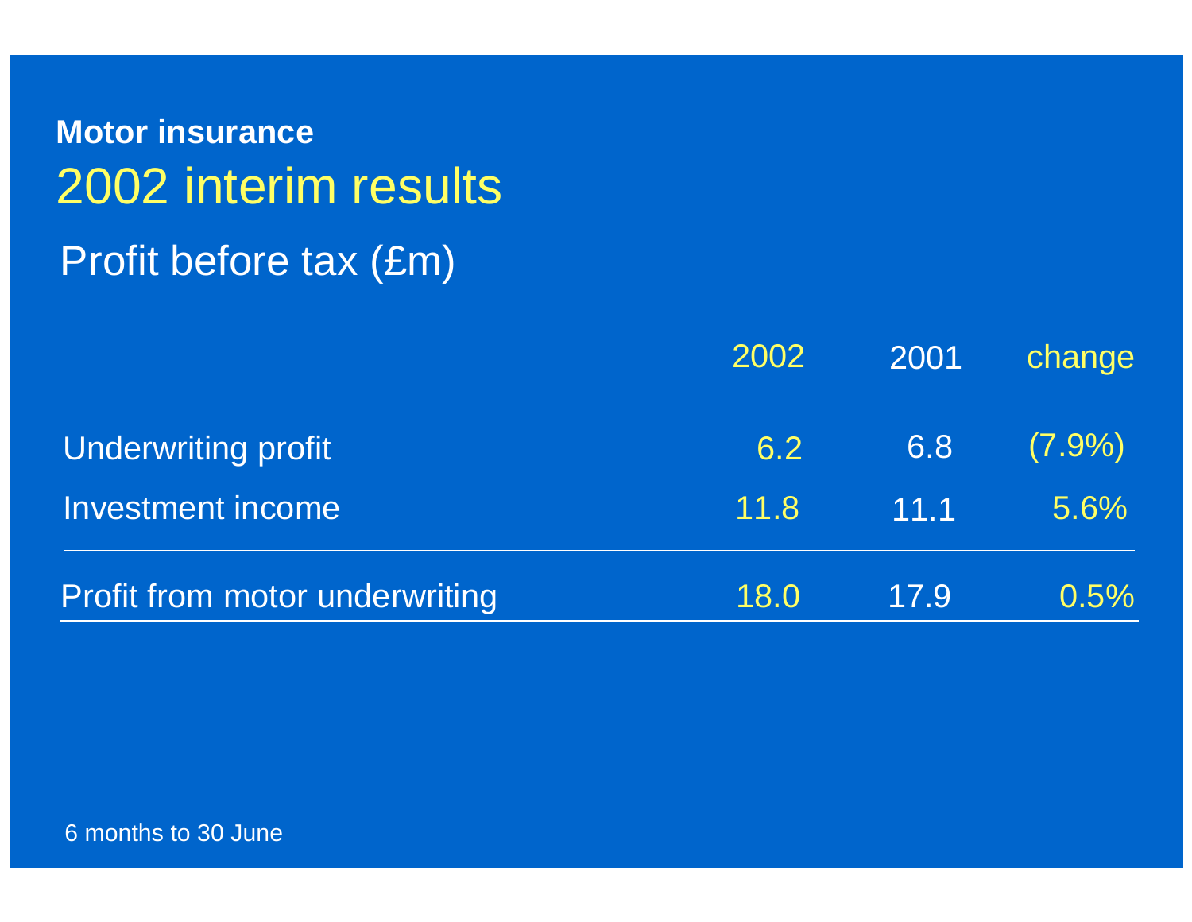**Motor insurance**

# 2002 interim results

## Profit before tax (£m)

| | 2002 | 2001 | change |
|---|---|---|---|
| Underwriting profit | 6.2 | 6.8 | (7.9%) |
| Investment income | 11.8 | 11.1 | 5.6% |
| Profit from motor underwriting | 18.0 | 17.9 | 0.5% |

6 months to 30 June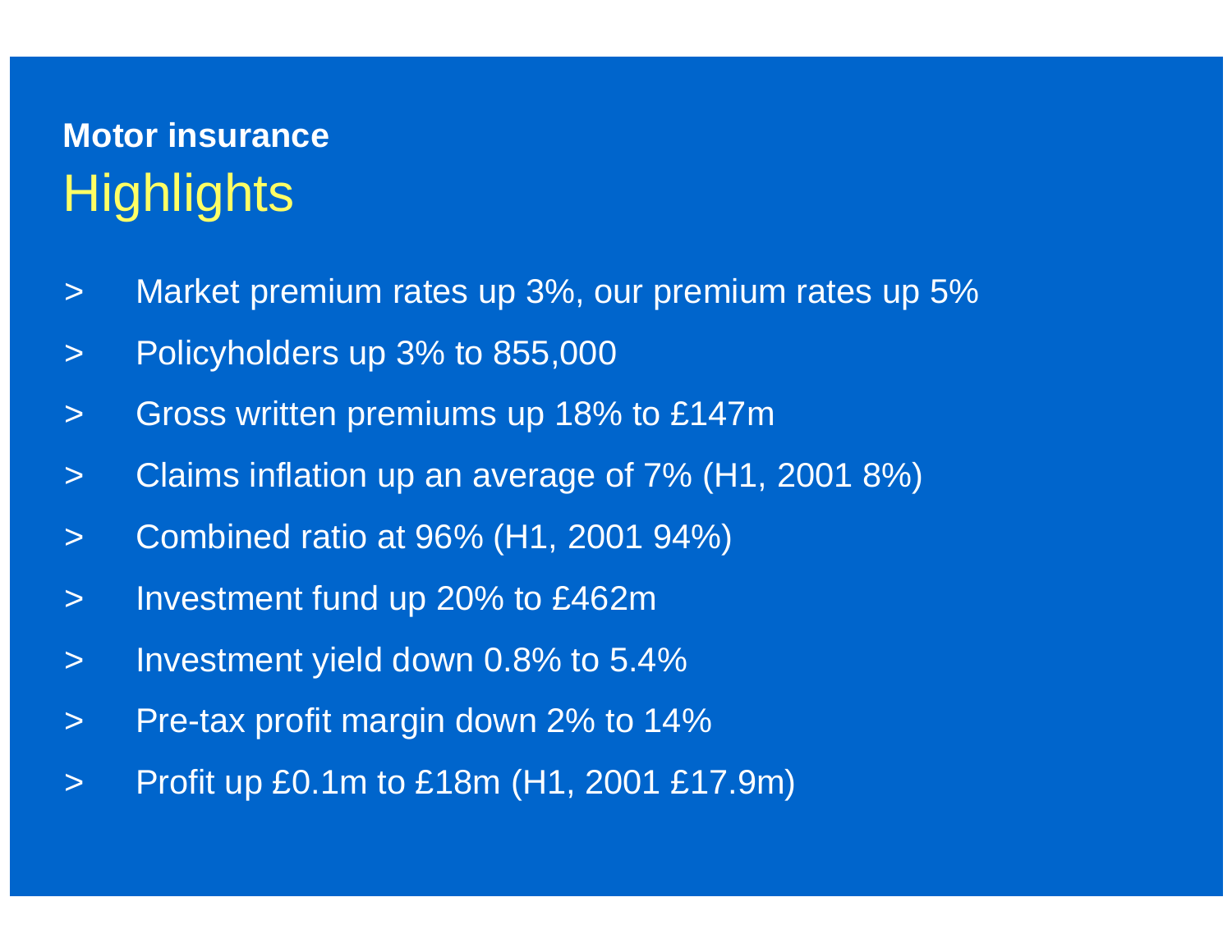**Motor insurance**

# Highlights

- Market premium rates up 3%, our premium rates up 5%
- Policyholders up 3% to 855,000
- Gross written premiums up 18% to £147m
- Claims inflation up an average of 7% (H1, 2001 8%)
- Combined ratio at 96% (H1, 2001 94%)
- Investment fund up 20% to £462m
- Investment yield down 0.8% to 5.4%
- Pre-tax profit margin down 2% to 14%
- Profit up £0.1m to £18m (H1, 2001 £17.9m)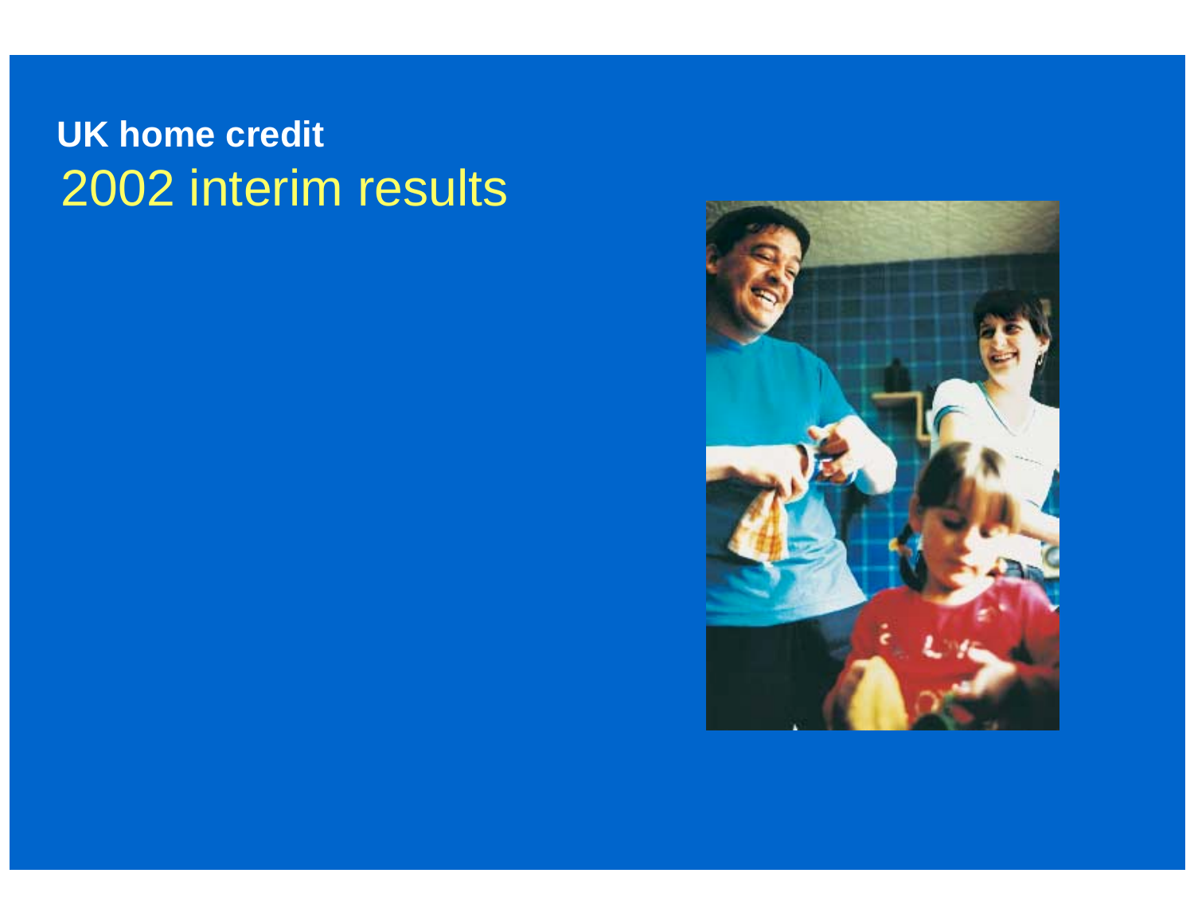# UK home credit

## 2002 interim results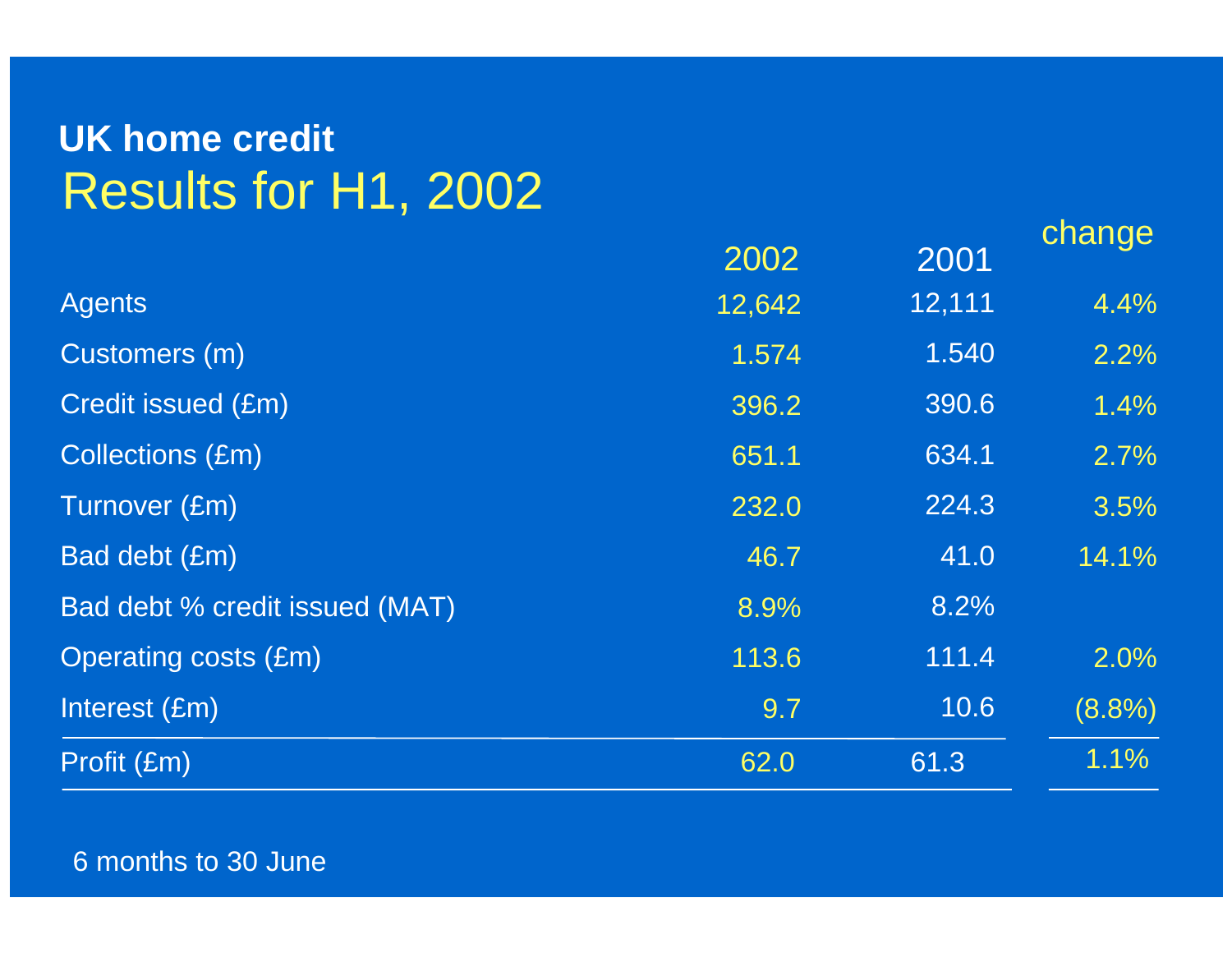## UK home credit

# Results for H1, 2002

| | 2002 | 2001 | change |
|---|---|---|---|
| Agents | 12,642 | 12,111 | 4.4% |
| Customers (m) | 1.574 | 1.540 | 2.2% |
| Credit issued (£m) | 396.2 | 390.6 | 1.4% |
| Collections (£m) | 651.1 | 634.1 | 2.7% |
| Turnover (£m) | 232.0 | 224.3 | 3.5% |
| Bad debt (£m) | 46.7 | 41.0 | 14.1% |
| Bad debt % credit issued (MAT) | 8.9% | 8.2% | |
| Operating costs (£m) | 113.6 | 111.4 | 2.0% |
| Interest (£m) | 9.7 | 10.6 | (8.8%) |
| Profit (£m) | 62.0 | 61.3 | 1.1% |

6 months to 30 June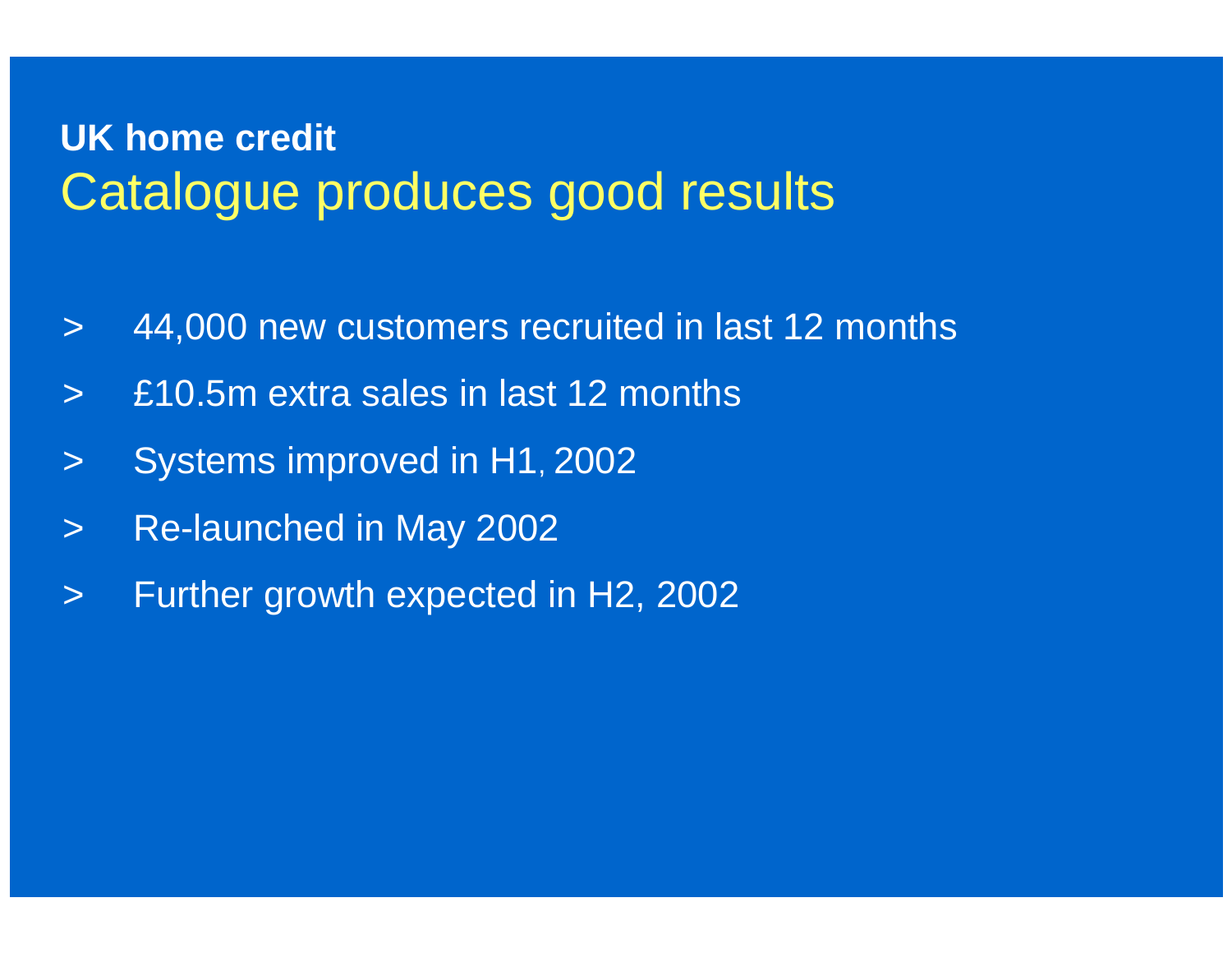**UK home credit**

# Catalogue produces good results

- 44,000 new customers recruited in last 12 months
- £10.5m extra sales in last 12 months
- Systems improved in H1, 2002
- Re-launched in May 2002
- Further growth expected in H2, 2002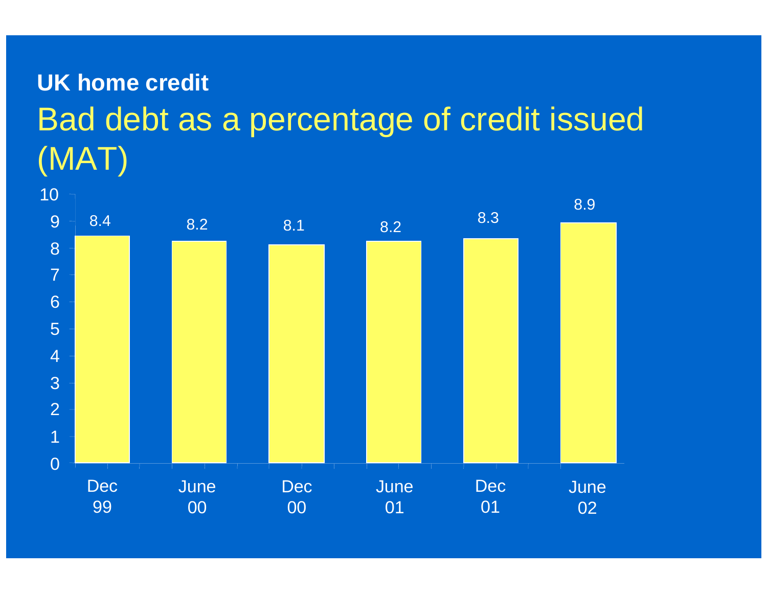**UK home credit**

# Bad debt as a percentage of credit issued (MAT)

| Period | Bad debt (%) |
| --- | --- |
| Dec 99 | 8.4 |
| June 00 | 8.2 |
| Dec 00 | 8.1 |
| June 01 | 8.2 |
| Dec 01 | 8.3 |
| June 02 | 8.9 |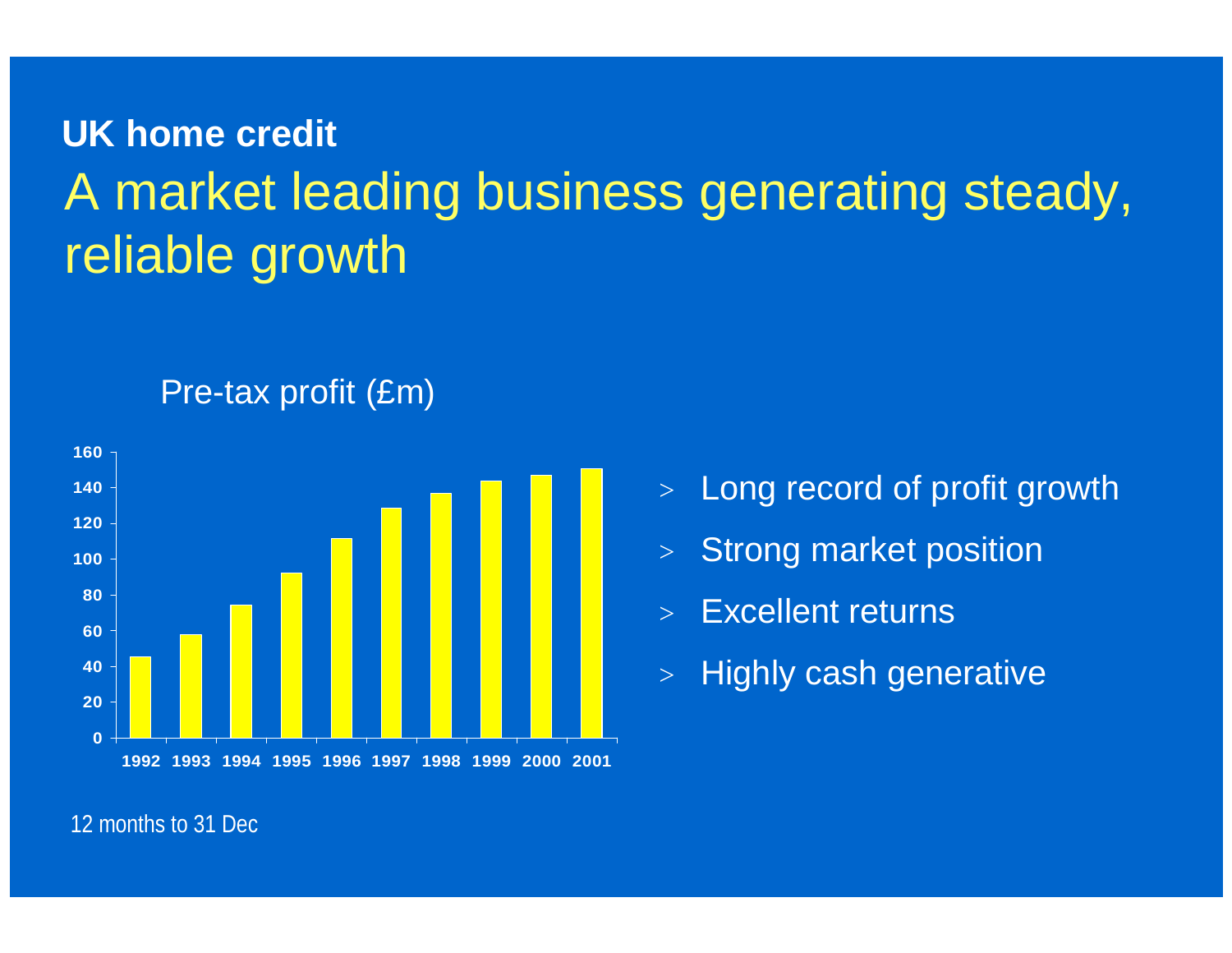## UK home credit

# A market leading business generating steady, reliable growth

Pre-tax profit (£m)

| Year | Pre-tax profit (£m) |
|---|---|
| 1992 | 46 |
| 1993 | 58 |
| 1994 | 74 |
| 1995 | 92 |
| 1996 | 111 |
| 1997 | 128 |
| 1998 | 137 |
| 1999 | 144 |
| 2000 | 147 |
| 2001 | 151 |

12 months to 31 Dec

- Long record of profit growth
- Strong market position
- Excellent returns
- Highly cash generative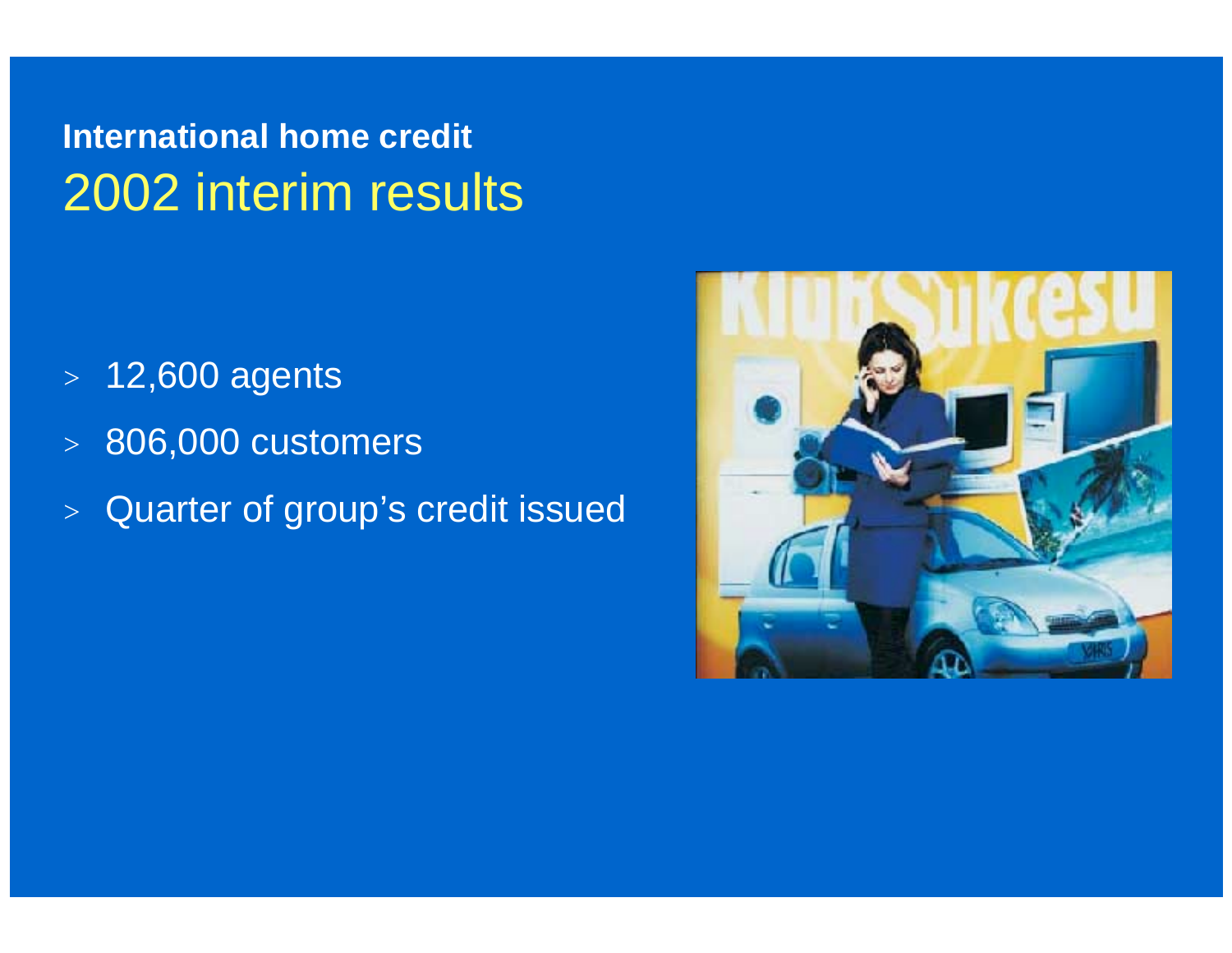**International home credit**

# 2002 interim results

- 12,600 agents
- 806,000 customers
- Quarter of group's credit issued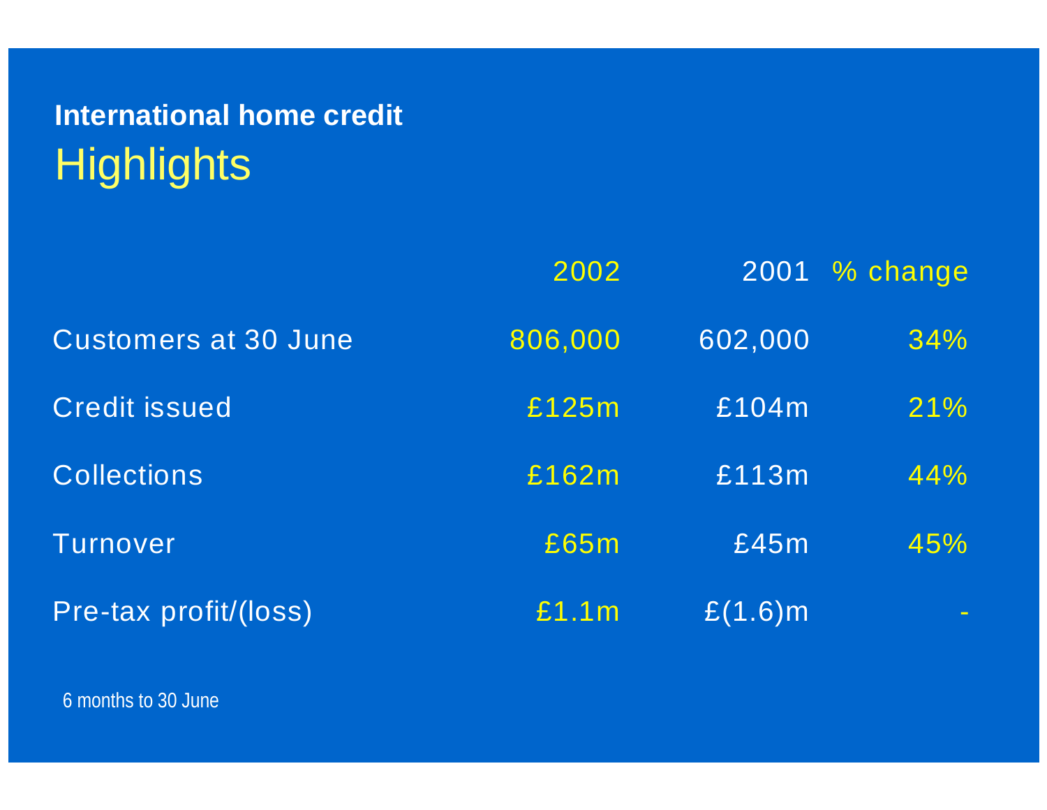**International home credit**

# Highlights

| | 2002 | 2001 | % change |
|---|---|---|---|
| Customers at 30 June | 806,000 | 602,000 | 34% |
| Credit issued | £125m | £104m | 21% |
| Collections | £162m | £113m | 44% |
| Turnover | £65m | £45m | 45% |
| Pre-tax profit/(loss) | £1.1m | £(1.6)m | - |

6 months to 30 June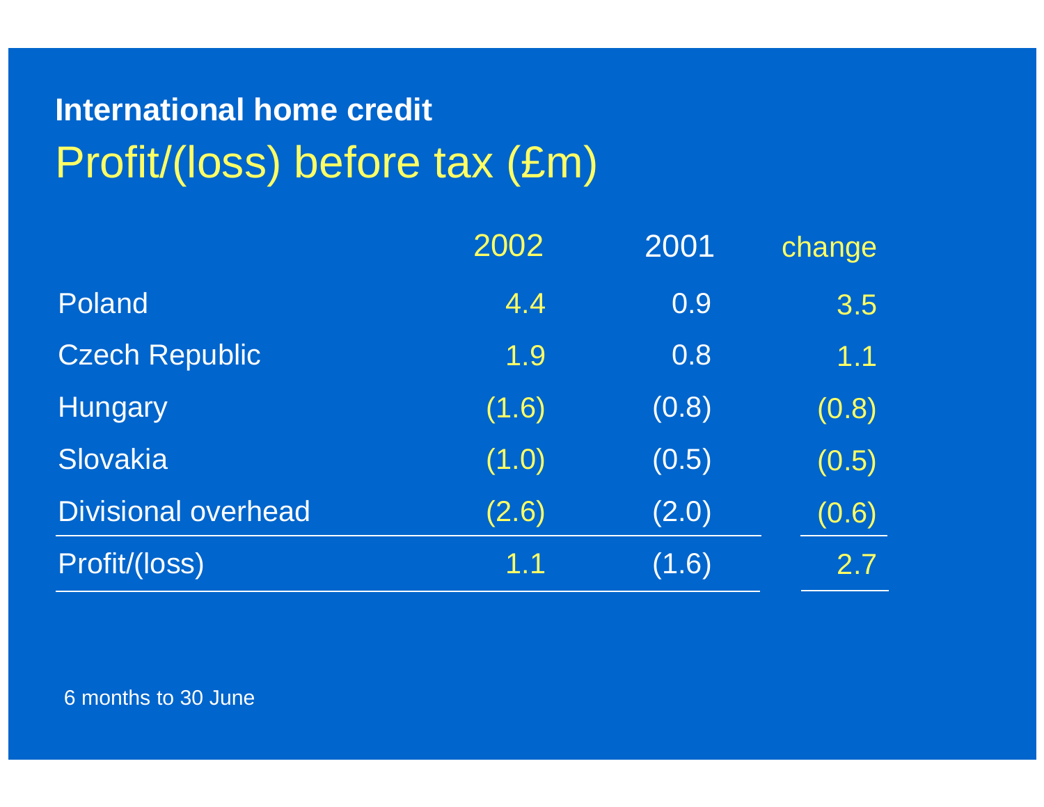## International home credit

# Profit/(loss) before tax (£m)

| | 2002 | 2001 | change |
|---|---|---|---|
| Poland | 4.4 | 0.9 | 3.5 |
| Czech Republic | 1.9 | 0.8 | 1.1 |
| Hungary | (1.6) | (0.8) | (0.8) |
| Slovakia | (1.0) | (0.5) | (0.5) |
| Divisional overhead | (2.6) | (2.0) | (0.6) |
| Profit/(loss) | 1.1 | (1.6) | 2.7 |

6 months to 30 June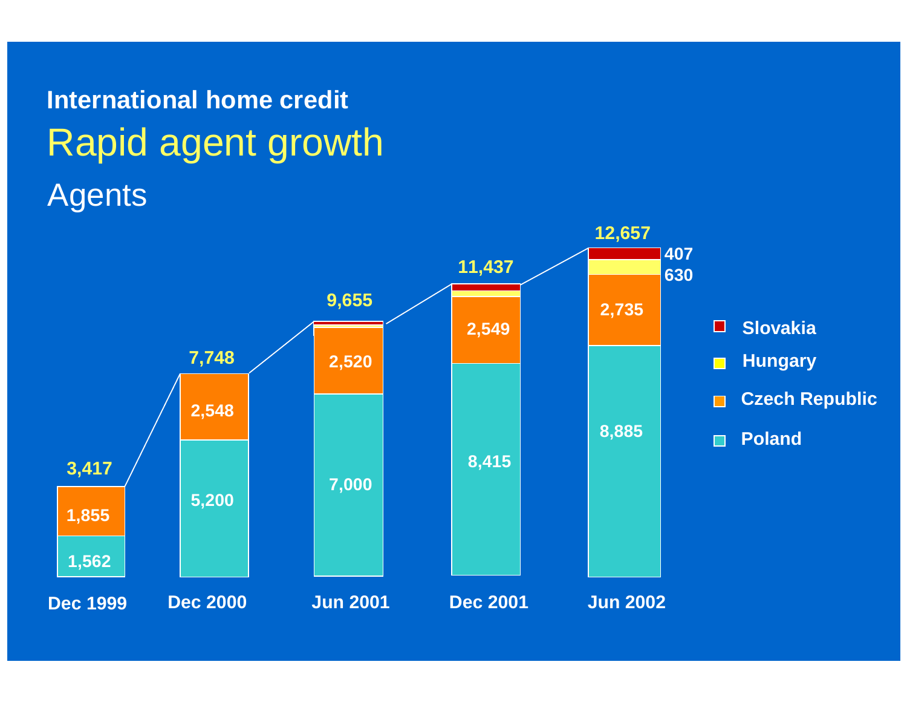**International home credit**

# Rapid agent growth

## Agents

| | Dec 1999 | Dec 2000 | Jun 2001 | Dec 2001 | Jun 2002 |
|---|---|---|---|---|---|
| Slovakia | | | | | 407 |
| Hungary | | | | | 630 |
| Czech Republic | 1,855 | 2,548 | 2,520 | 2,549 | 2,735 |
| Poland | 1,562 | 5,200 | 7,000 | 8,415 | 8,885 |
| Total | 3,417 | 7,748 | 9,655 | 11,437 | 12,657 |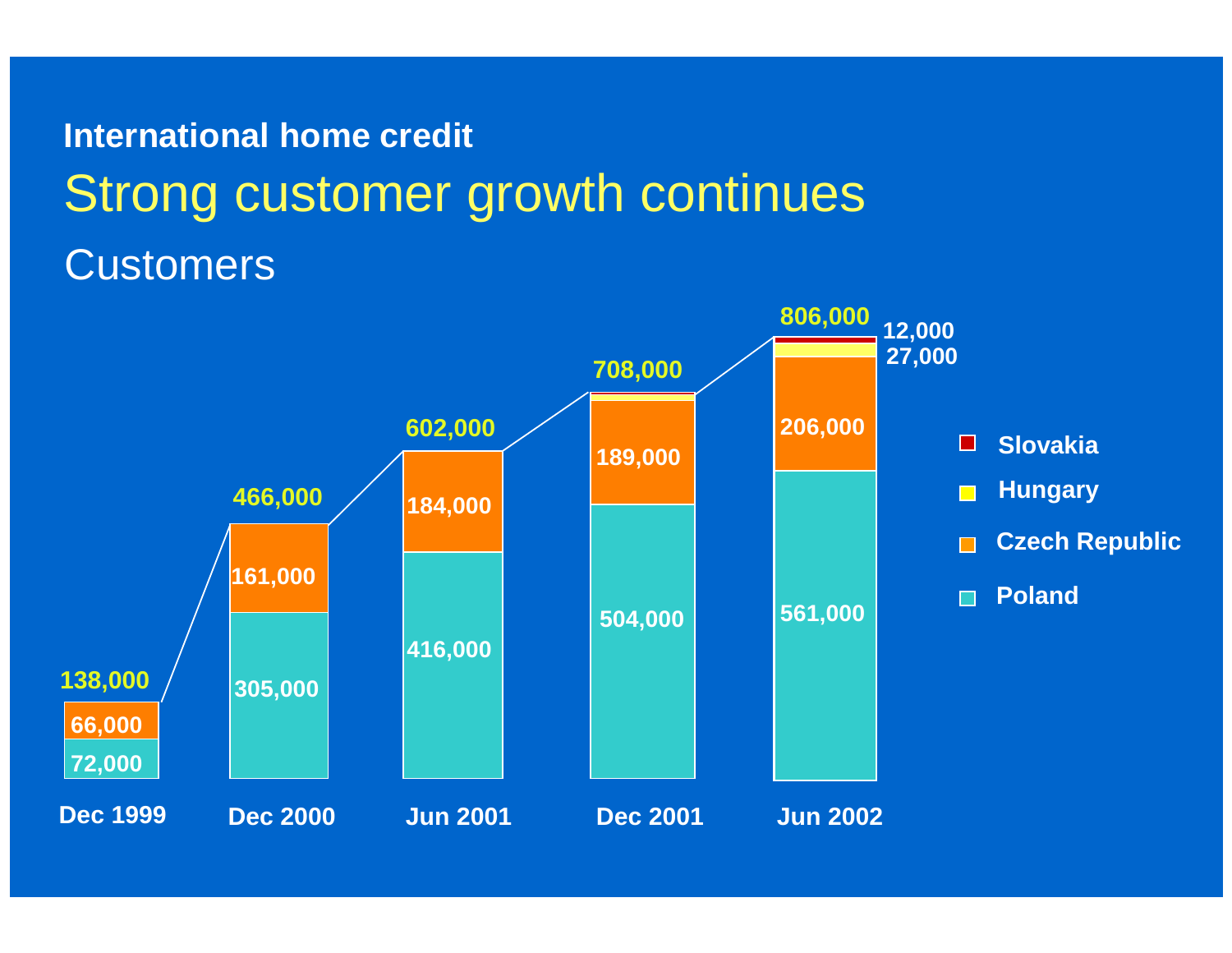**International home credit**

# Strong customer growth continues

## Customers

| | Dec 1999 | Dec 2000 | Jun 2001 | Dec 2001 | Jun 2002 |
|---|---|---|---|---|---|
| Poland | 72,000 | 305,000 | 416,000 | 504,000 | 561,000 |
| Czech Republic | 66,000 | 161,000 | 184,000 | 189,000 | 206,000 |
| Hungary | | | | | 27,000 |
| Slovakia | | | | | 12,000 |
| Total | 138,000 | 466,000 | 602,000 | 708,000 | 806,000 |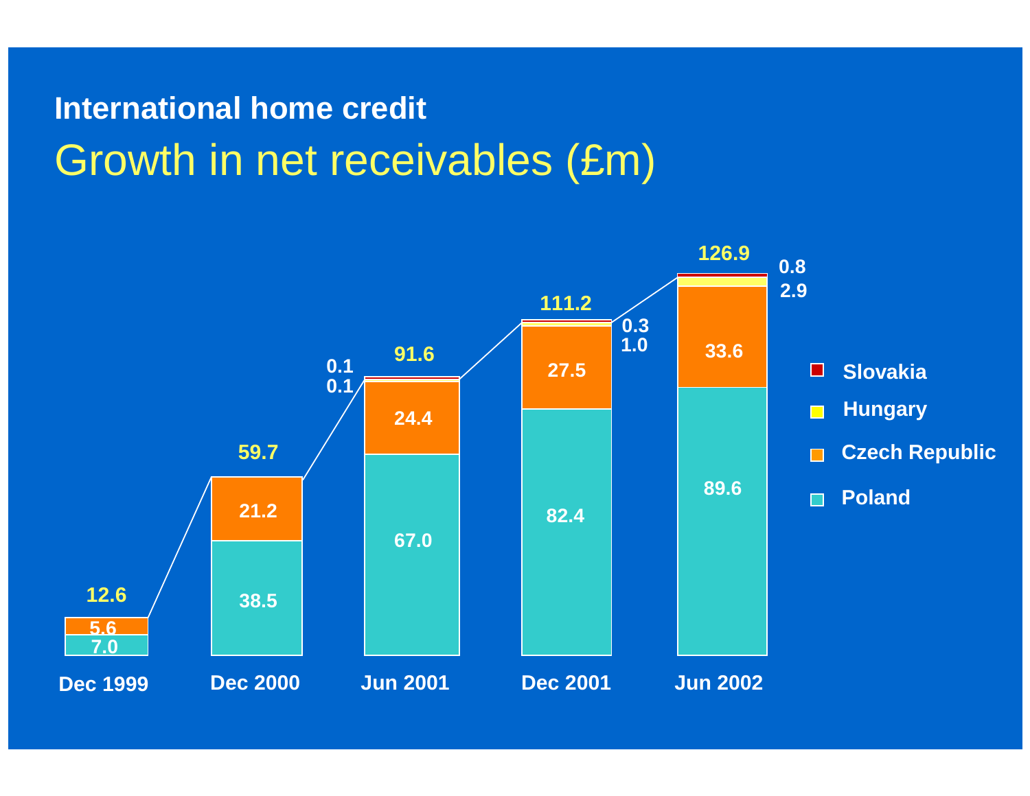## International home credit

# Growth in net receivables (£m)

| | Dec 1999 | Dec 2000 | Jun 2001 | Dec 2001 | Jun 2002 |
|---|---|---|---|---|---|
| Slovakia | | | 0.1 | 0.3 | 0.8 |
| Hungary | | | 0.1 | 1.0 | 2.9 |
| Czech Republic | 5.6 | 21.2 | 24.4 | 27.5 | 33.6 |
| Poland | 7.0 | 38.5 | 67.0 | 82.4 | 89.6 |
| Total | 12.6 | 59.7 | 91.6 | 111.2 | 126.9 |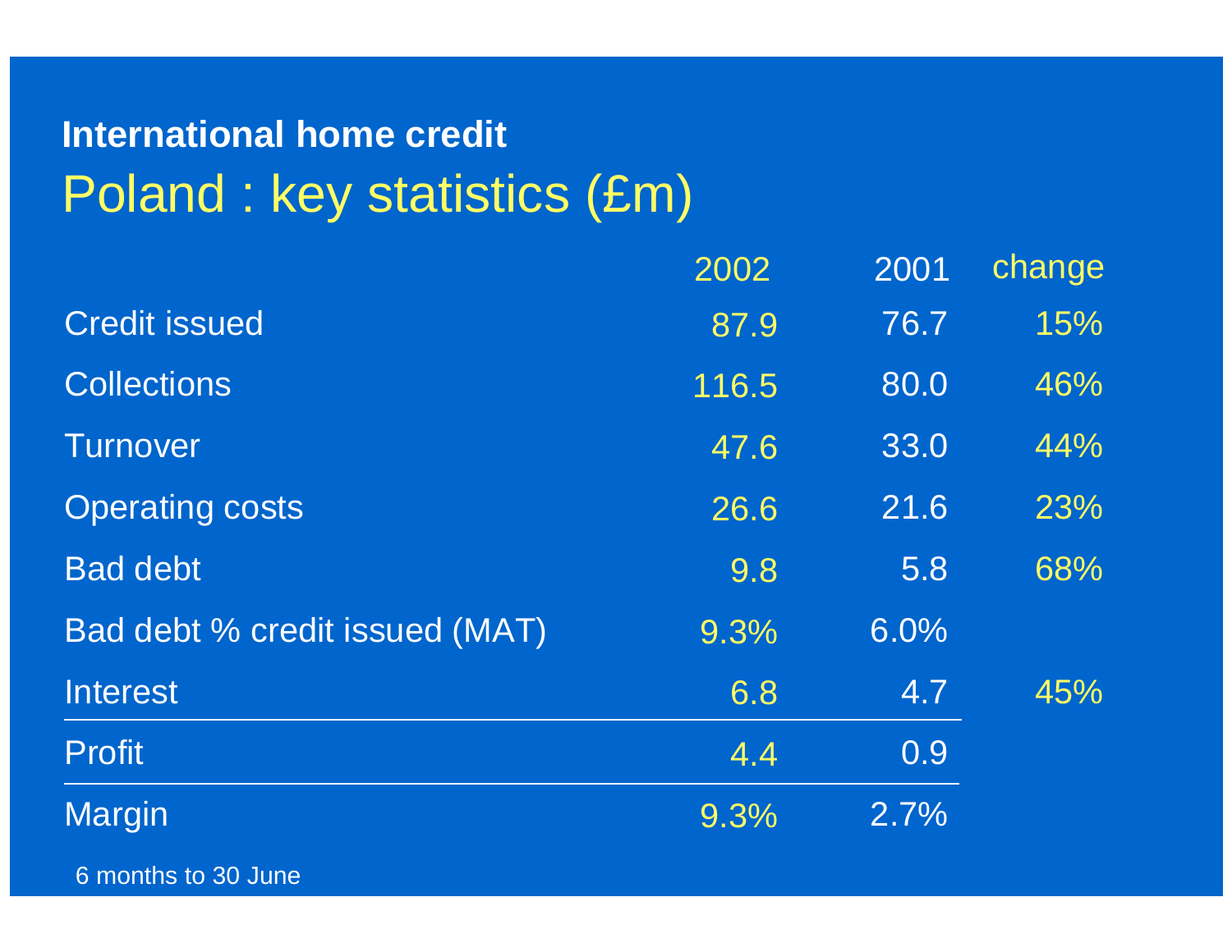**International home credit**

# Poland : key statistics (£m)

| | 2002 | 2001 | change |
|---|---|---|---|
| Credit issued | 87.9 | 76.7 | 15% |
| Collections | 116.5 | 80.0 | 46% |
| Turnover | 47.6 | 33.0 | 44% |
| Operating costs | 26.6 | 21.6 | 23% |
| Bad debt | 9.8 | 5.8 | 68% |
| Bad debt % credit issued (MAT) | 9.3% | 6.0% | |
| Interest | 6.8 | 4.7 | 45% |
| Profit | 4.4 | 0.9 | |
| Margin | 9.3% | 2.7% | |

6 months to 30 June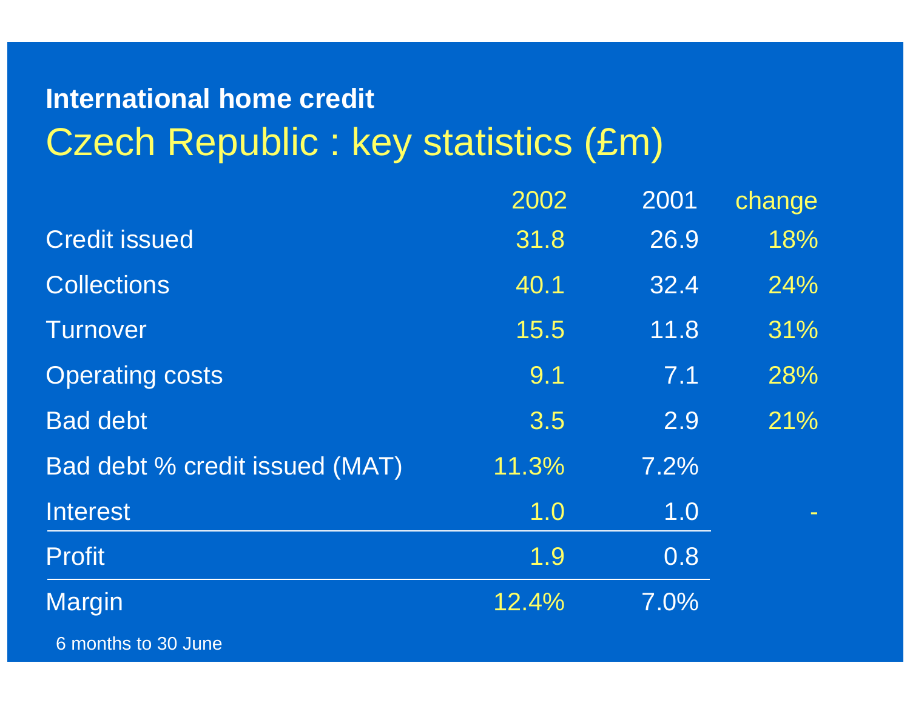**International home credit**

# Czech Republic : key statistics (£m)

| | 2002 | 2001 | change |
|---|---|---|---|
| Credit issued | 31.8 | 26.9 | 18% |
| Collections | 40.1 | 32.4 | 24% |
| Turnover | 15.5 | 11.8 | 31% |
| Operating costs | 9.1 | 7.1 | 28% |
| Bad debt | 3.5 | 2.9 | 21% |
| Bad debt % credit issued (MAT) | 11.3% | 7.2% | |
| Interest | 1.0 | 1.0 | - |
| Profit | 1.9 | 0.8 | |
| Margin | 12.4% | 7.0% | |

6 months to 30 June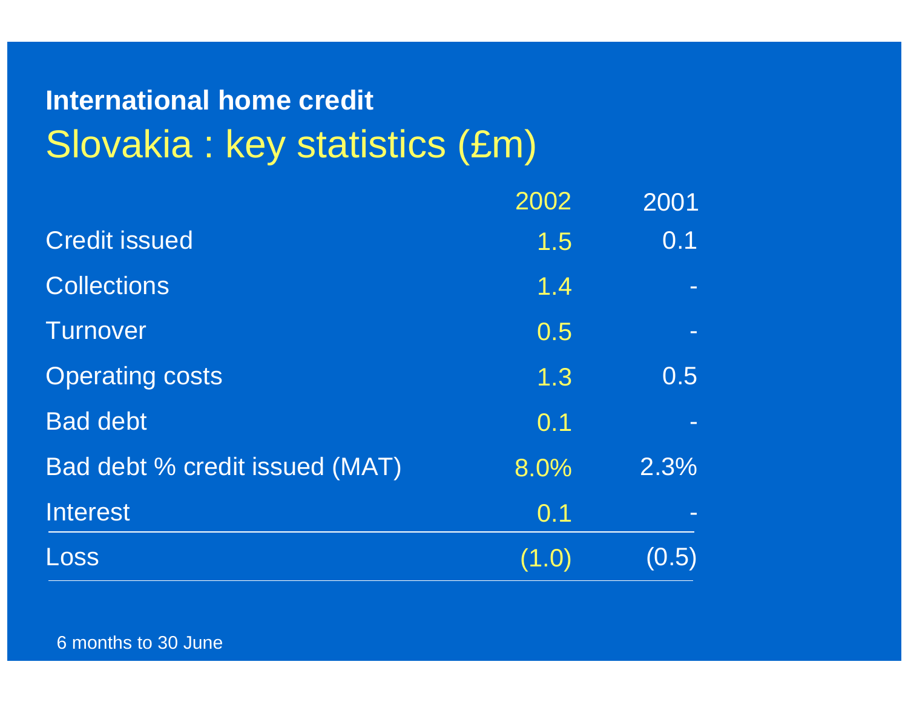## International home credit

# Slovakia : key statistics (£m)

| | 2002 | 2001 |
|---|---|---|
| Credit issued | 1.5 | 0.1 |
| Collections | 1.4 | - |
| Turnover | 0.5 | - |
| Operating costs | 1.3 | 0.5 |
| Bad debt | 0.1 | - |
| Bad debt % credit issued (MAT) | 8.0% | 2.3% |
| Interest | 0.1 | - |
| Loss | (1.0) | (0.5) |

6 months to 30 June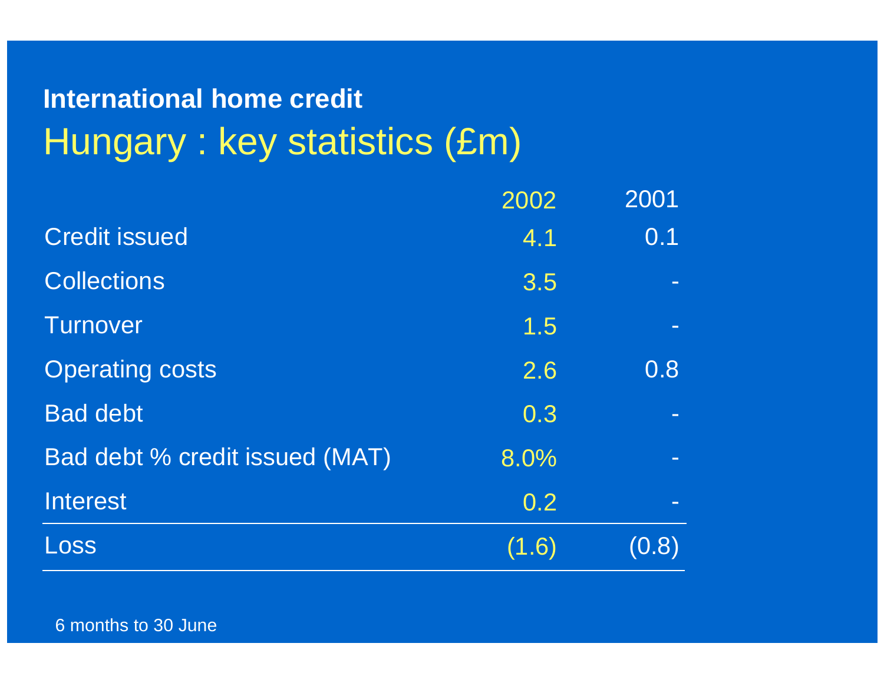## International home credit

# Hungary : key statistics (£m)

| | 2002 | 2001 |
|---|---|---|
| Credit issued | 4.1 | 0.1 |
| Collections | 3.5 | - |
| Turnover | 1.5 | - |
| Operating costs | 2.6 | 0.8 |
| Bad debt | 0.3 | - |
| Bad debt % credit issued (MAT) | 8.0% | - |
| Interest | 0.2 | - |
| Loss | (1.6) | (0.8) |

6 months to 30 June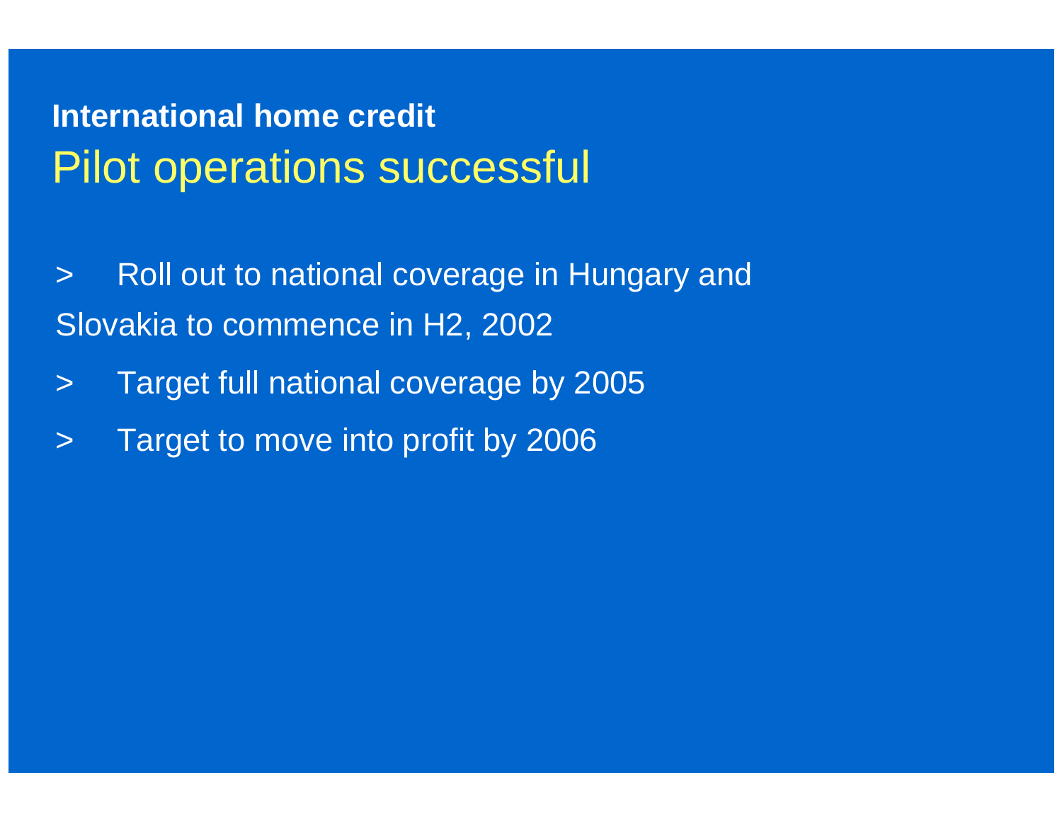## International home credit

# Pilot operations successful

- Roll out to national coverage in Hungary and Slovakia to commence in H2, 2002
- Target full national coverage by 2005
- Target to move into profit by 2006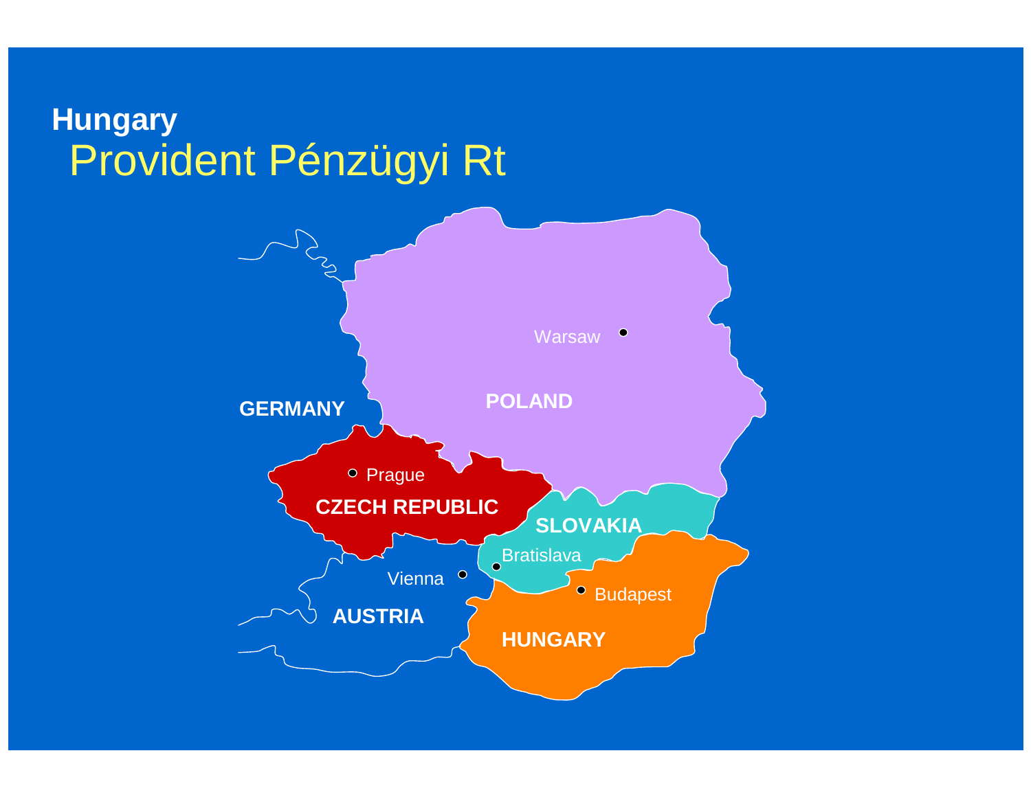**Hungary**

# Provident Pénzügyi Rt

GERMANY

POLAND

Warsaw

Prague

CZECH REPUBLIC

SLOVAKIA

Bratislava

Vienna

Budapest

AUSTRIA

HUNGARY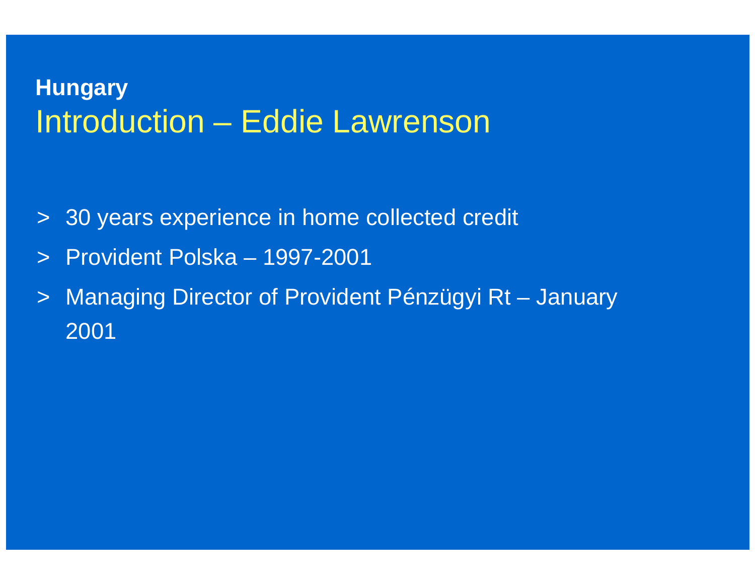**Hungary**

# Introduction – Eddie Lawrenson

- 30 years experience in home collected credit
- Provident Polska – 1997-2001
- Managing Director of Provident Pénzügyi Rt – January 2001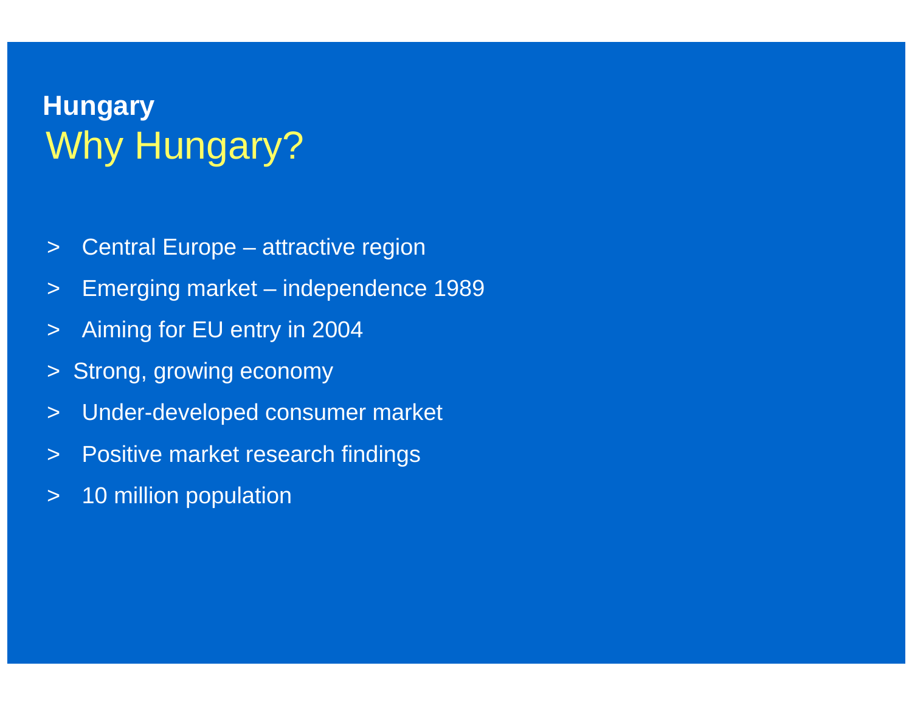**Hungary**

# Why Hungary?

- Central Europe – attractive region
- Emerging market – independence 1989
- Aiming for EU entry in 2004
- Strong, growing economy
- Under-developed consumer market
- Positive market research findings
- 10 million population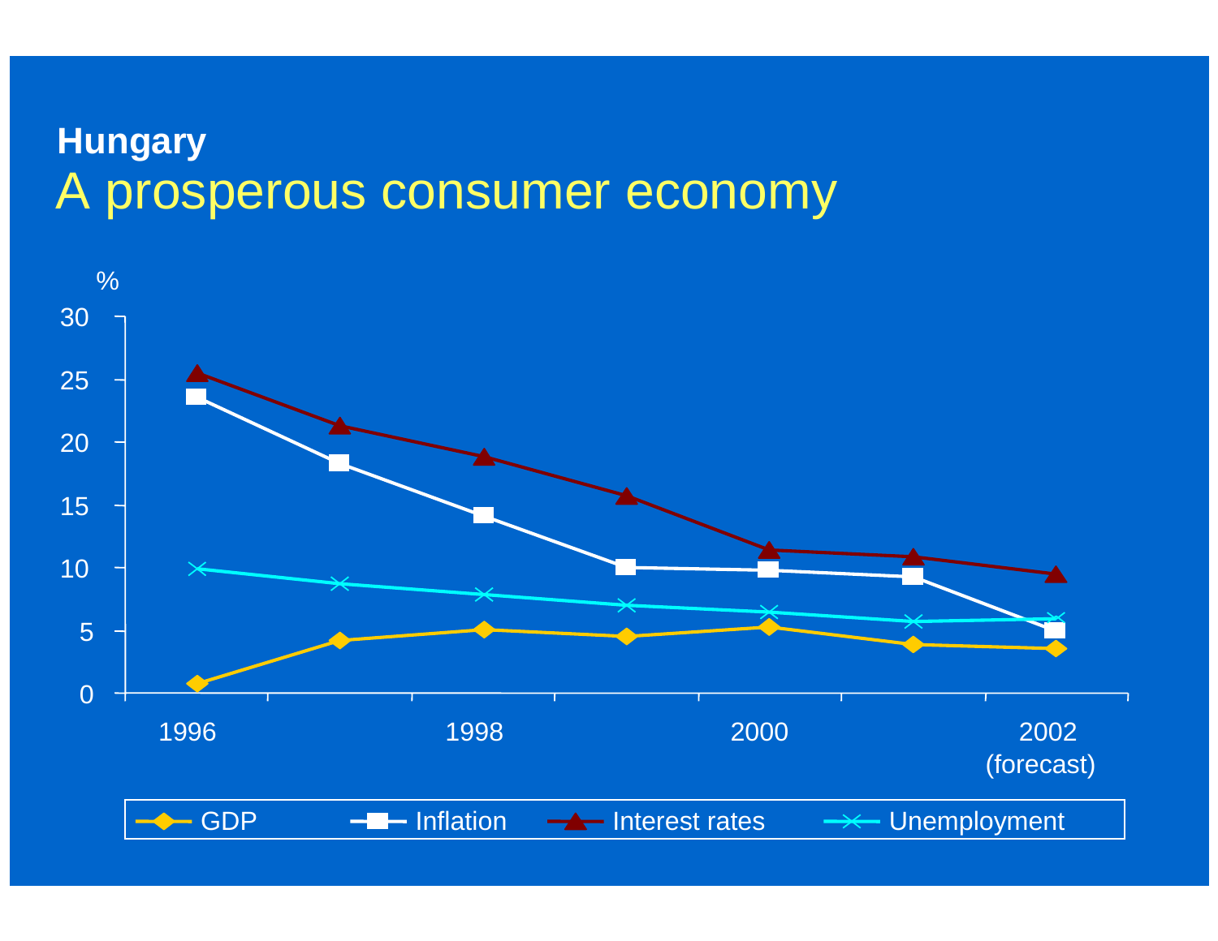**Hungary**

# A prosperous consumer economy

%

30
25
20
15
10
5
0

1996 | 1998 | 2000 | 2002 (forecast)

GDP — Inflation — Interest rates — Unemployment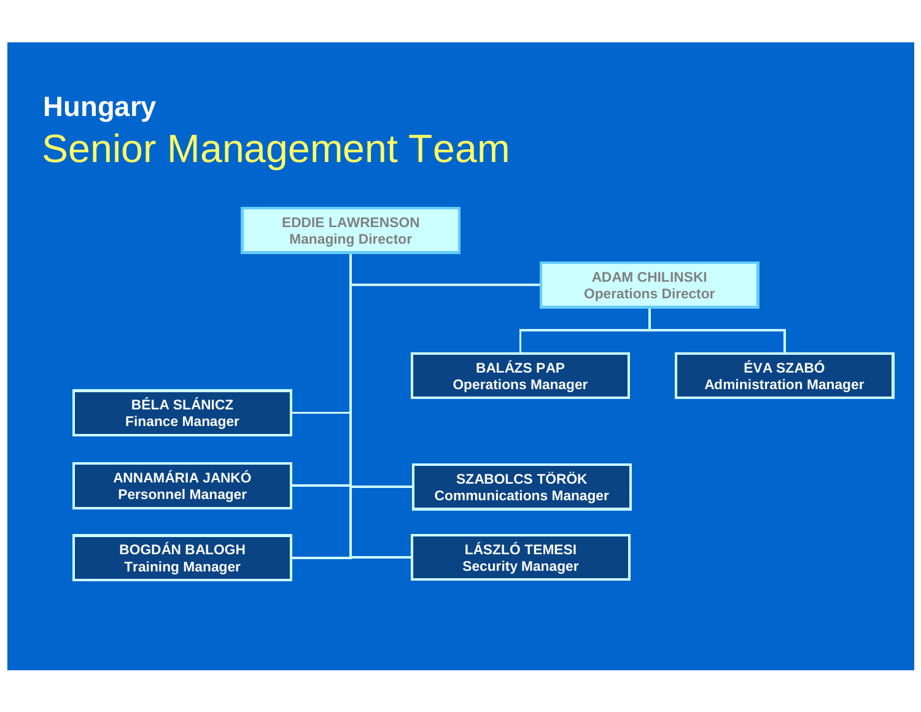**Hungary**

# Senior Management Team

- **EDDIE LAWRENSON** – Managing Director
  - **ADAM CHILINSKI** – Operations Director
    - **BALÁZS PAP** – Operations Manager
    - **ÉVA SZABÓ** – Administration Manager
  - **BÉLA SLÁNICZ** – Finance Manager
  - **ANNAMÁRIA JANKÓ** – Personnel Manager
  - **SZABOLCS TÖRÖK** – Communications Manager
  - **BOGDÁN BALOGH** – Training Manager
  - **LÁSZLÓ TEMESI** – Security Manager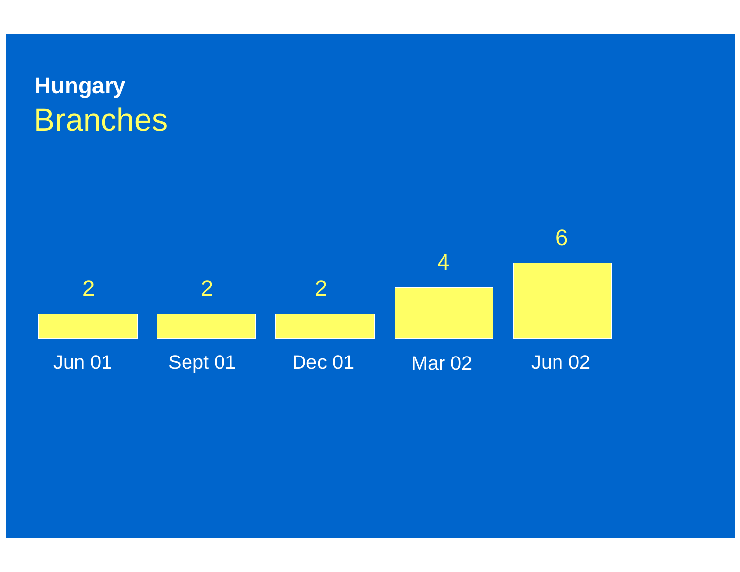**Hungary**

## Branches

| Jun 01 | Sept 01 | Dec 01 | Mar 02 | Jun 02 |
|---|---|---|---|---|
| 2 | 2 | 2 | 4 | 6 |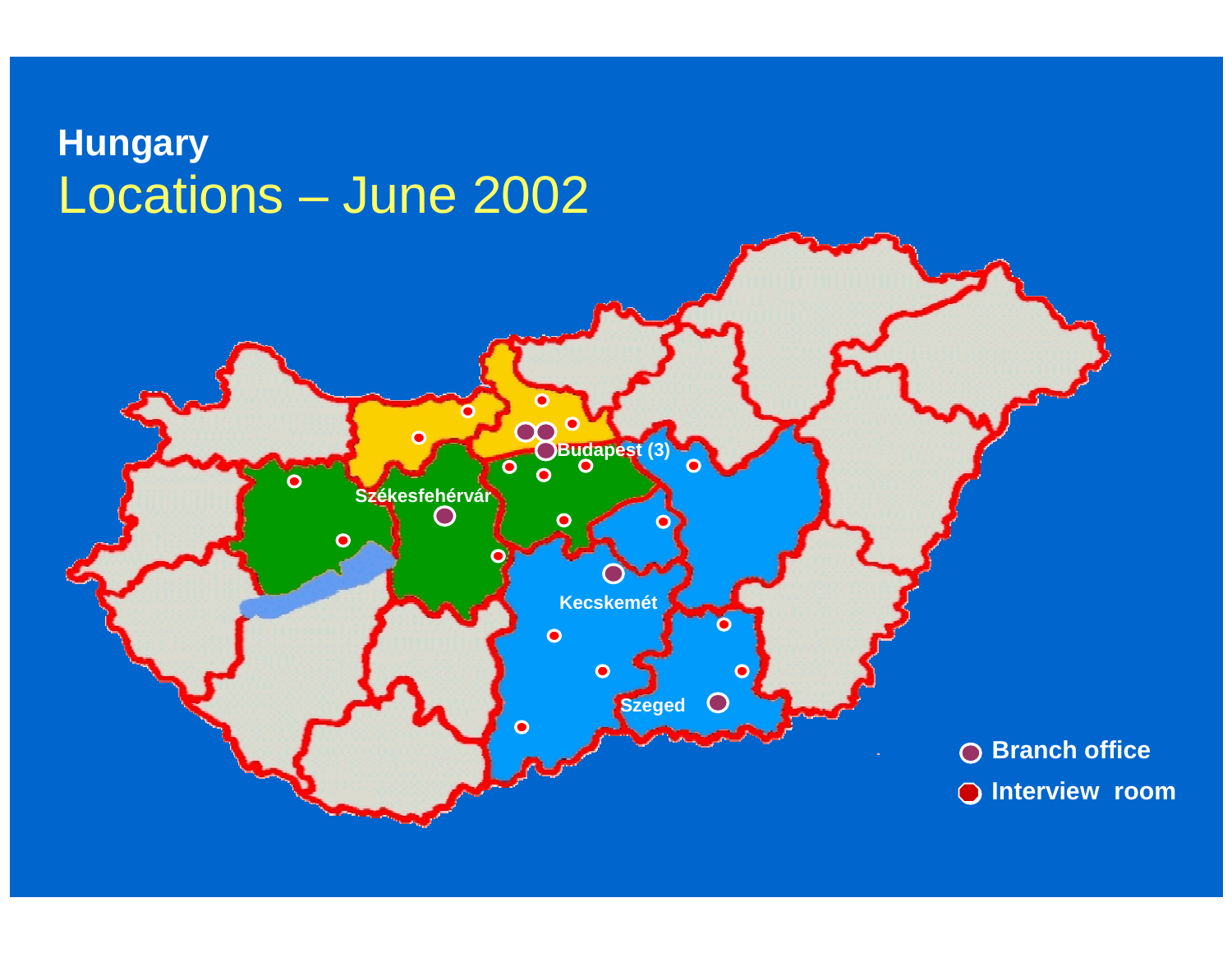**Hungary**

# Locations – June 2002

Budapest (3)

Székesfehérvár

Kecskemét

Szeged

- Branch office
- Interview room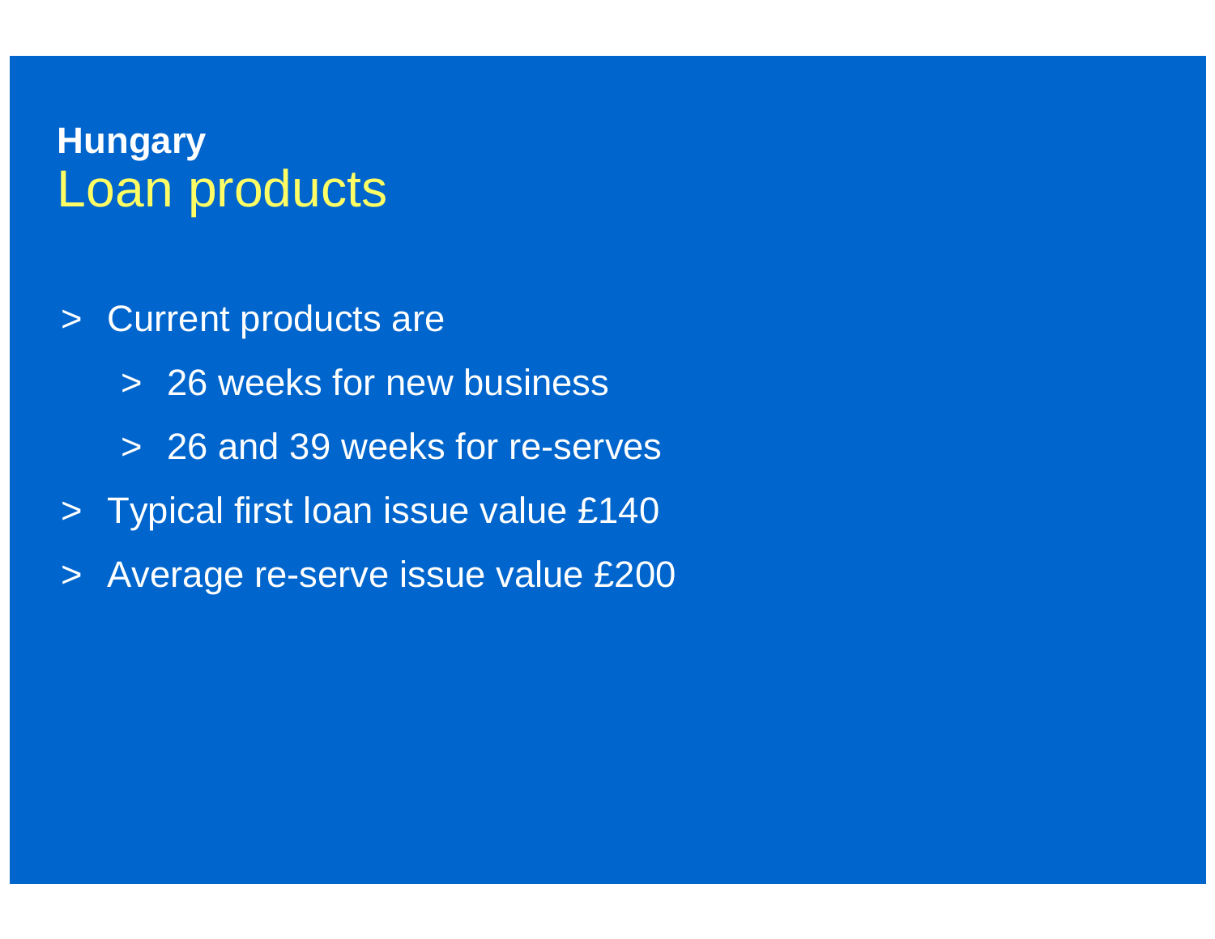**Hungary**

# Loan products

- Current products are
  - 26 weeks for new business
  - 26 and 39 weeks for re-serves
- Typical first loan issue value £140
- Average re-serve issue value £200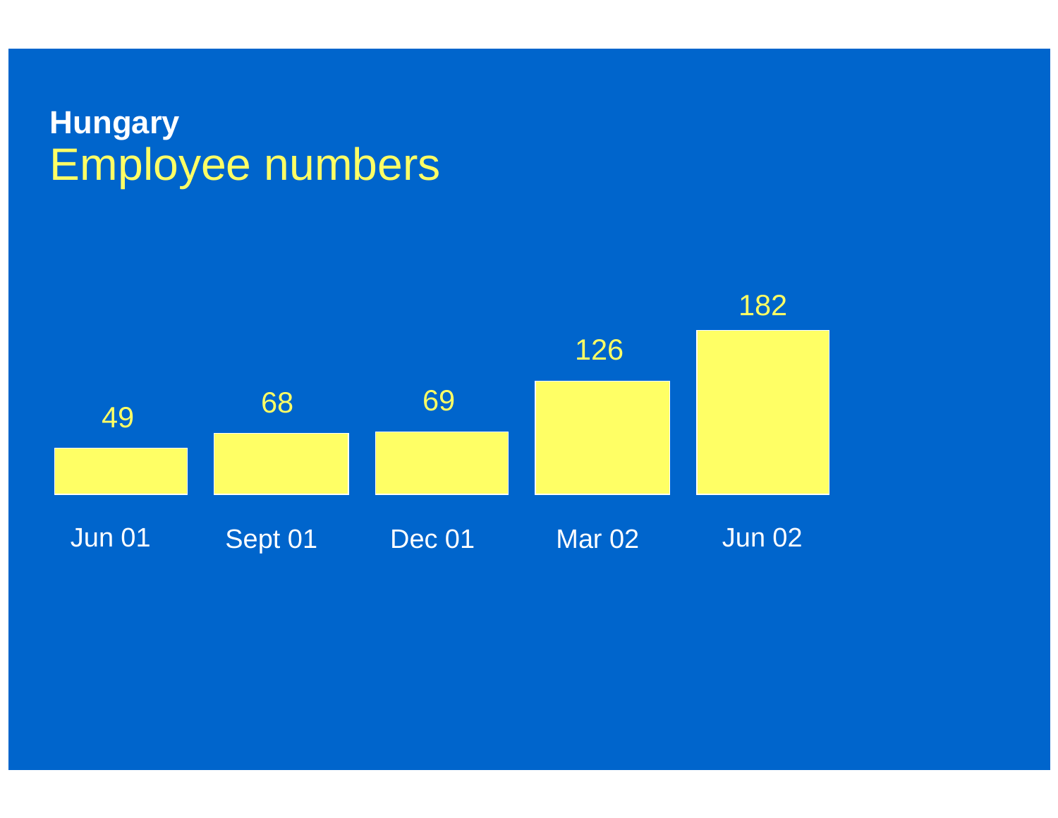**Hungary**

# Employee numbers

| Jun 01 | Sept 01 | Dec 01 | Mar 02 | Jun 02 |
| --- | --- | --- | --- | --- |
| 49 | 68 | 69 | 126 | 182 |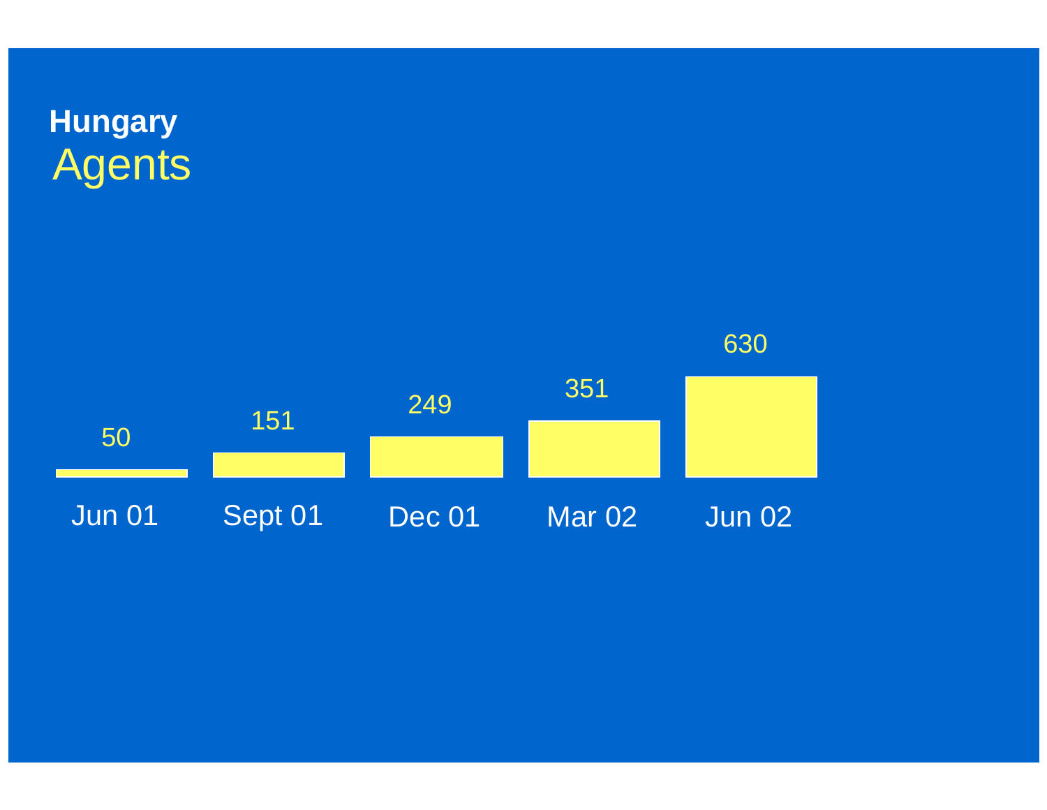**Hungary**

# Agents

| Jun 01 | Sept 01 | Dec 01 | Mar 02 | Jun 02 |
|---|---|---|---|---|
| 50 | 151 | 249 | 351 | 630 |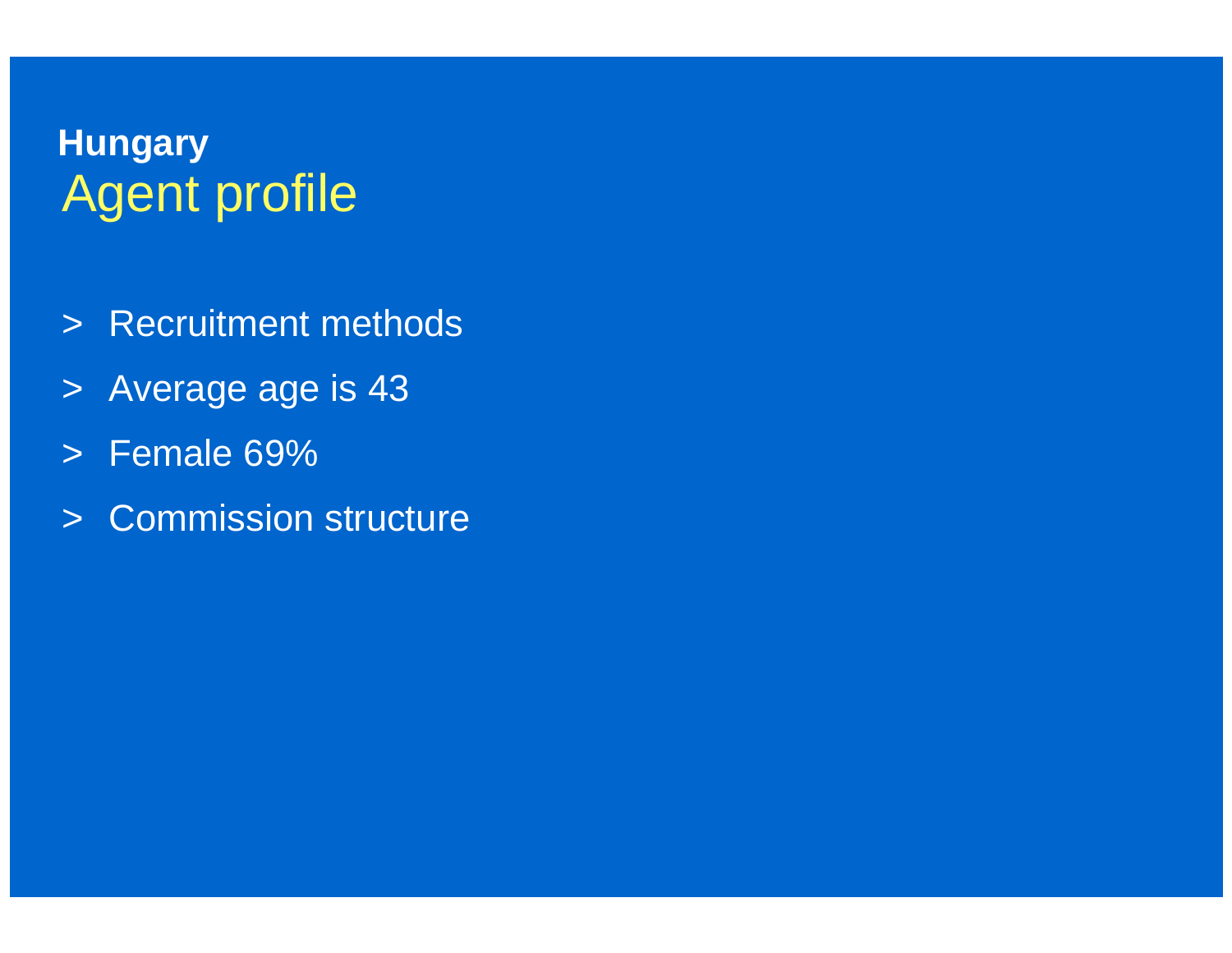**Hungary**

# Agent profile

- Recruitment methods
- Average age is 43
- Female 69%
- Commission structure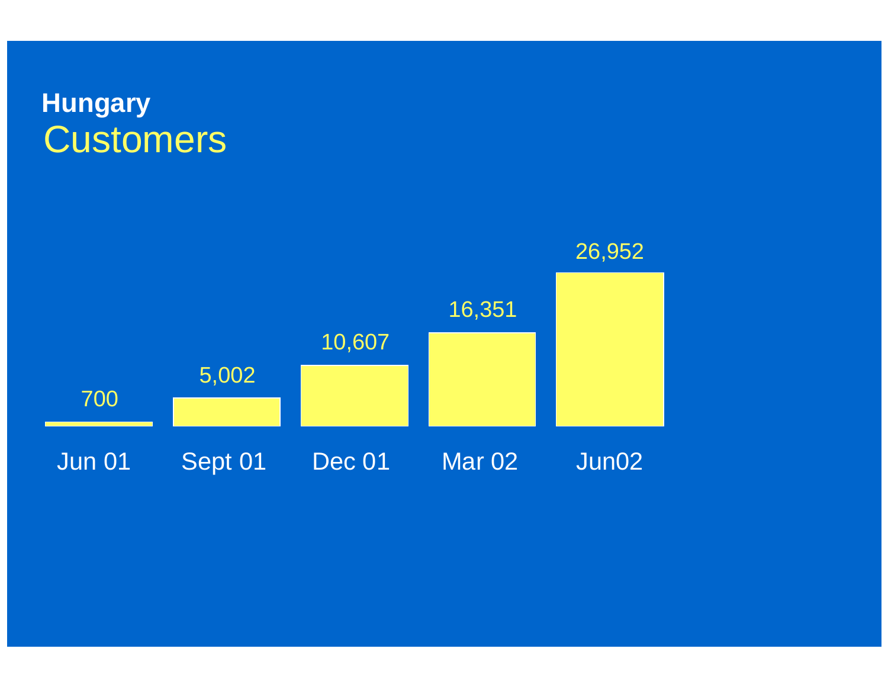**Hungary**

# Customers

| Jun 01 | Sept 01 | Dec 01 | Mar 02 | Jun02 |
|---|---|---|---|---|
| 700 | 5,002 | 10,607 | 16,351 | 26,952 |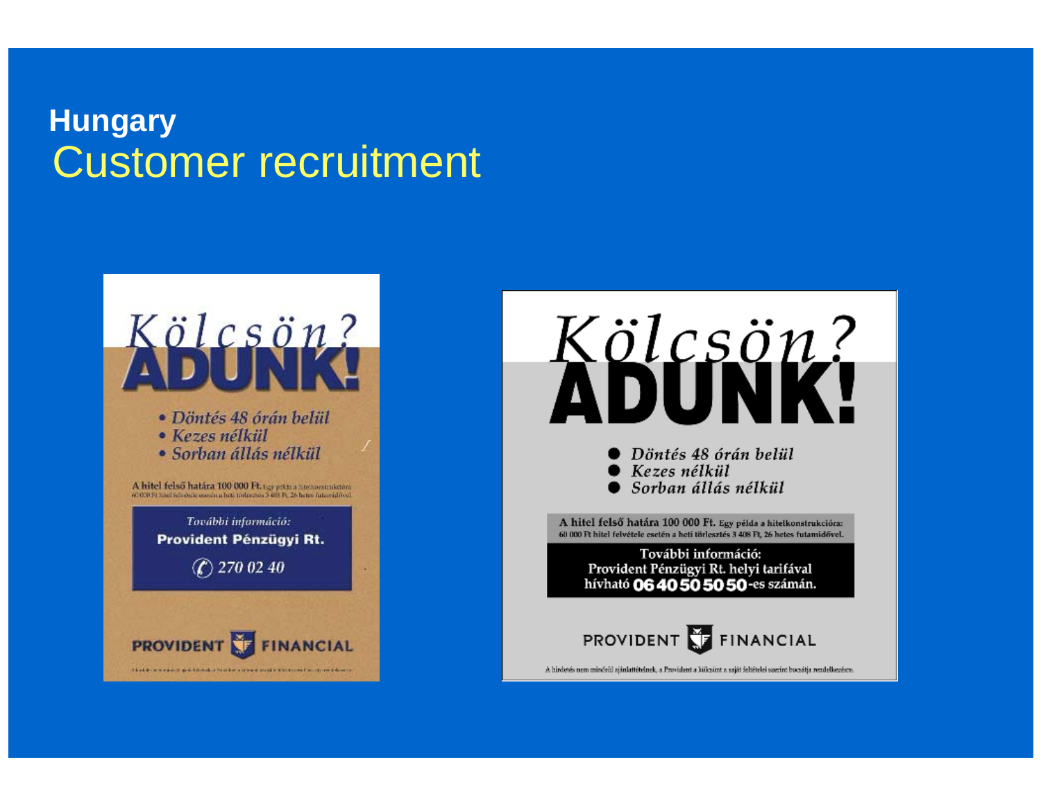**Hungary**

# Customer recruitment

*Kölcsön?*

**ADUNK!**

- *Döntés 48 órán belül*
- *Kezes nélkül*
- *Sorban állás nélkül*

**A hitel felső határa 100 000 Ft.** Egy példa a hitelkonstrukcióra: 60 000 Ft hitel felvétele esetén a heti törlesztés 3 408 Ft, 26 hetes futamidővel.

*További információ:*

**Provident Pénzügyi Rt.**

270 02 40

**PROVIDENT FINANCIAL**

*Kölcsön?*

**ADUNK!**

- *Döntés 48 órán belül*
- *Kezes nélkül*
- *Sorban állás nélkül*

**A hitel felső határa 100 000 Ft.** Egy példa a hitelkonstrukcióra: 60 000 Ft hitel felvétele esetén a heti törlesztés 3 408 Ft, 26 hetes futamidővel.

További információ:
Provident Pénzügyi Rt. helyi tarifával hívható **06 40 50 50 50**-es számán.

**PROVIDENT FINANCIAL**

A hirdetés nem minősül ajánlattételnek, a Provident a kölcsönt a saját feltételei szerint bocsátja rendelkezésre.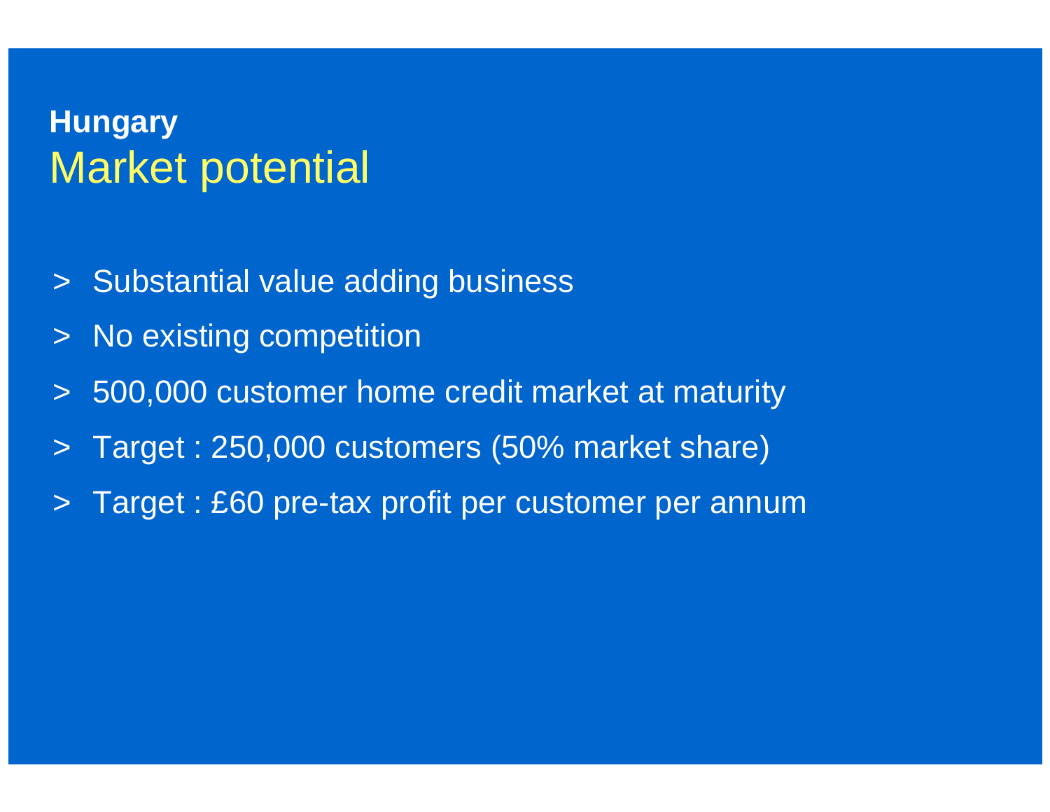**Hungary**

# Market potential

- Substantial value adding business
- No existing competition
- 500,000 customer home credit market at maturity
- Target : 250,000 customers (50% market share)
- Target : £60 pre-tax profit per customer per annum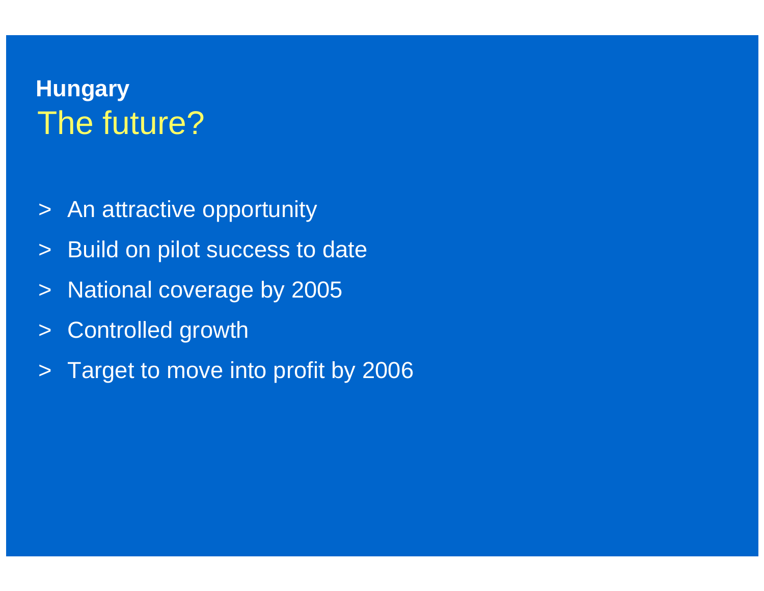**Hungary**

# The future?

- An attractive opportunity
- Build on pilot success to date
- National coverage by 2005
- Controlled growth
- Target to move into profit by 2006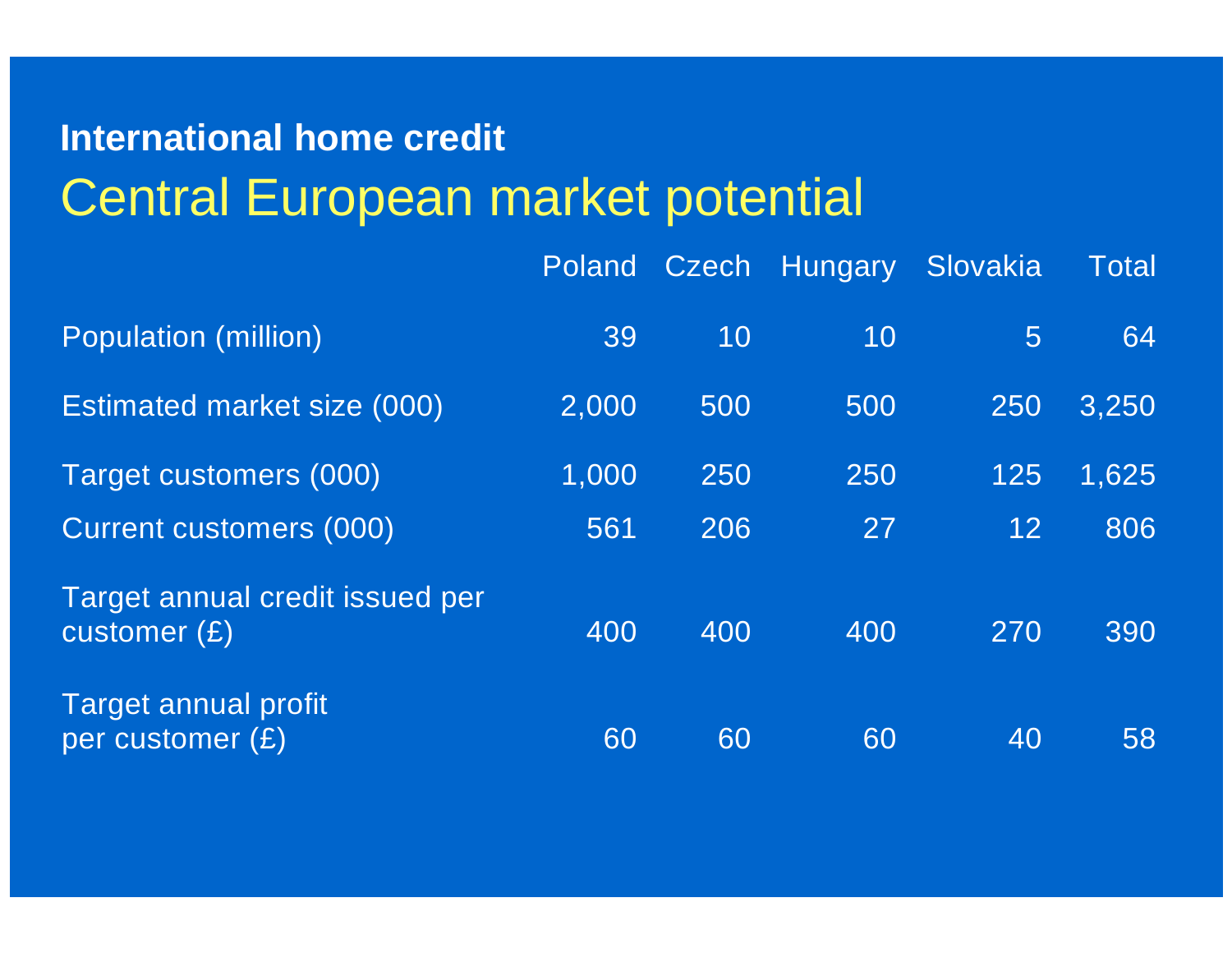## International home credit

# Central European market potential

| | Poland | Czech | Hungary | Slovakia | Total |
|---|---|---|---|---|---|
| Population (million) | 39 | 10 | 10 | 5 | 64 |
| Estimated market size (000) | 2,000 | 500 | 500 | 250 | 3,250 |
| Target customers (000) | 1,000 | 250 | 250 | 125 | 1,625 |
| Current customers (000) | 561 | 206 | 27 | 12 | 806 |
| Target annual credit issued per customer (£) | 400 | 400 | 400 | 270 | 390 |
| Target annual profit per customer (£) | 60 | 60 | 60 | 40 | 58 |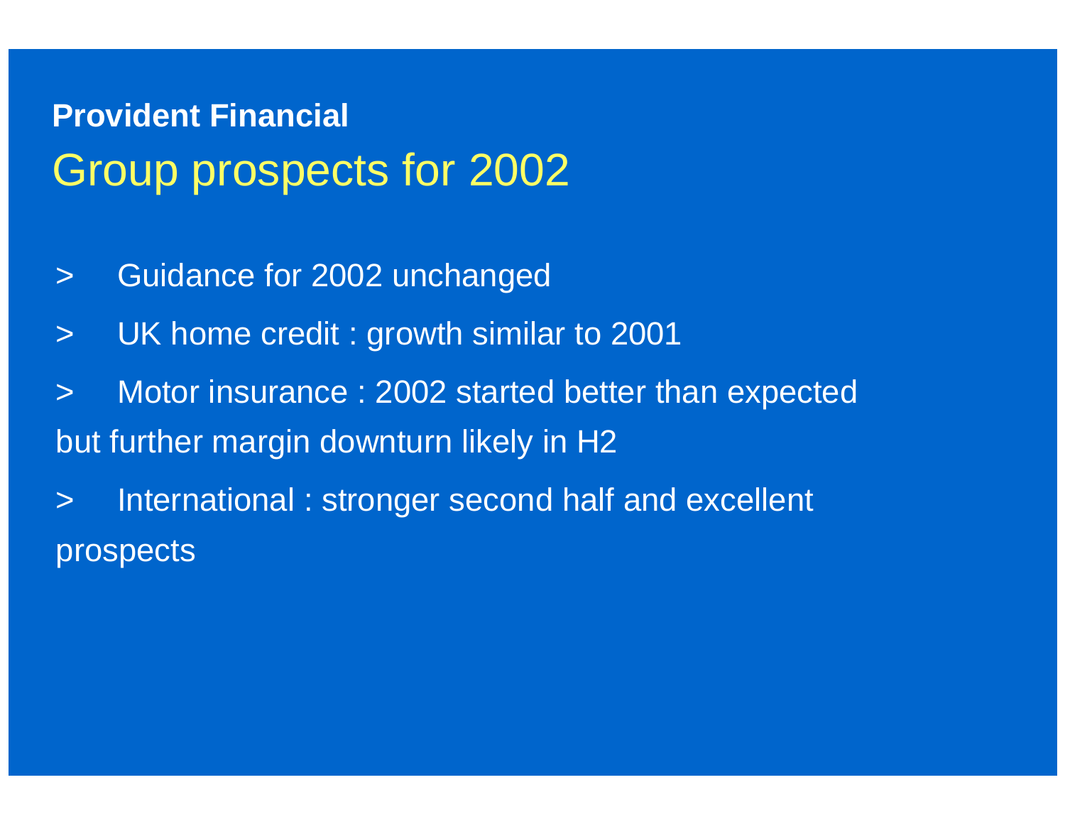**Provident Financial**

## Group prospects for 2002

- Guidance for 2002 unchanged
- UK home credit : growth similar to 2001
- Motor insurance : 2002 started better than expected but further margin downturn likely in H2
- International : stronger second half and excellent prospects